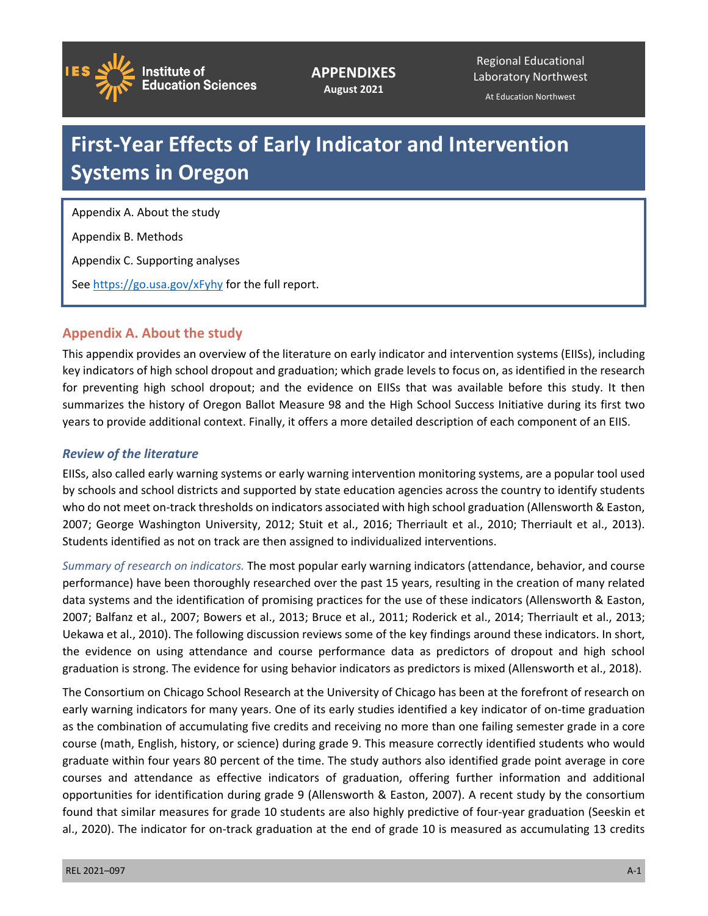APPENDIXES
August 2021

Regional Educational Laboratory Northwest

At Education Northwest

# First-Year Effects of Early Indicator and Intervention Systems in Oregon

Appendix A. About the study

Appendix B. Methods

Appendix C. Supporting analyses

See https://go.usa.gov/xFyhy for the full report.

## Appendix A. About the study

This appendix provides an overview of the literature on early indicator and intervention systems (EIISs), including key indicators of high school dropout and graduation; which grade levels to focus on, as identified in the research for preventing high school dropout; and the evidence on EIISs that was available before this study. It then summarizes the history of Oregon Ballot Measure 98 and the High School Success Initiative during its first two years to provide additional context. Finally, it offers a more detailed description of each component of an EIIS.

### *Review of the literature*

EIISs, also called early warning systems or early warning intervention monitoring systems, are a popular tool used by schools and school districts and supported by state education agencies across the country to identify students who do not meet on-track thresholds on indicators associated with high school graduation (Allensworth & Easton, 2007; George Washington University, 2012; Stuit et al., 2016; Therriault et al., 2010; Therriault et al., 2013). Students identified as not on track are then assigned to individualized interventions.

*Summary of research on indicators.* The most popular early warning indicators (attendance, behavior, and course performance) have been thoroughly researched over the past 15 years, resulting in the creation of many related data systems and the identification of promising practices for the use of these indicators (Allensworth & Easton, 2007; Balfanz et al., 2007; Bowers et al., 2013; Bruce et al., 2011; Roderick et al., 2014; Therriault et al., 2013; Uekawa et al., 2010). The following discussion reviews some of the key findings around these indicators. In short, the evidence on using attendance and course performance data as predictors of dropout and high school graduation is strong. The evidence for using behavior indicators as predictors is mixed (Allensworth et al., 2018).

The Consortium on Chicago School Research at the University of Chicago has been at the forefront of research on early warning indicators for many years. One of its early studies identified a key indicator of on-time graduation as the combination of accumulating five credits and receiving no more than one failing semester grade in a core course (math, English, history, or science) during grade 9. This measure correctly identified students who would graduate within four years 80 percent of the time. The study authors also identified grade point average in core courses and attendance as effective indicators of graduation, offering further information and additional opportunities for identification during grade 9 (Allensworth & Easton, 2007). A recent study by the consortium found that similar measures for grade 10 students are also highly predictive of four-year graduation (Seeskin et al., 2020). The indicator for on-track graduation at the end of grade 10 is measured as accumulating 13 credits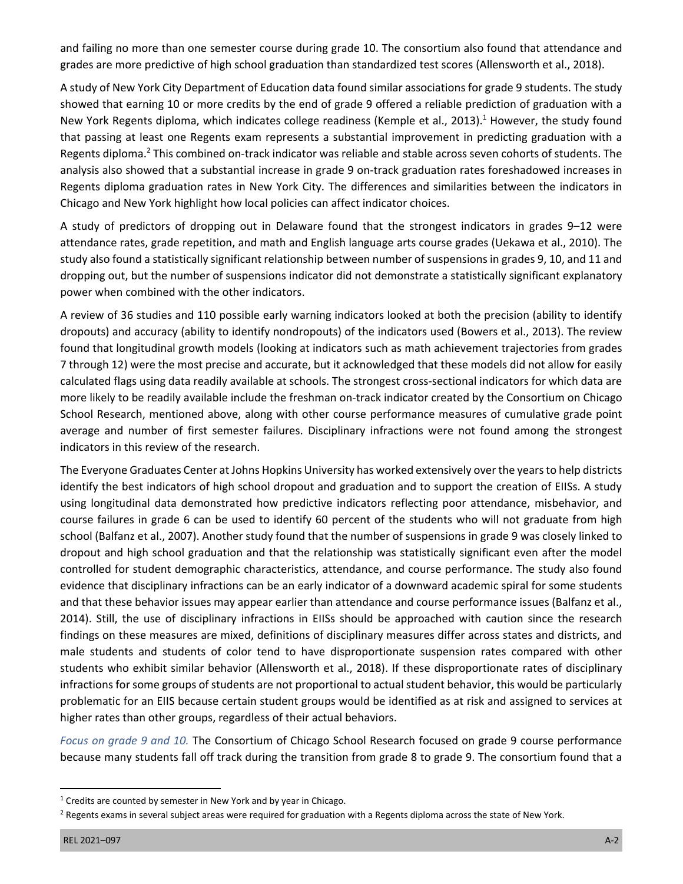and failing no more than one semester course during grade 10. The consortium also found that attendance and grades are more predictive of high school graduation than standardized test scores (Allensworth et al., 2018).

A study of New York City Department of Education data found similar associations for grade 9 students. The study showed that earning 10 or more credits by the end of grade 9 offered a reliable prediction of graduation with a New York Regents diploma, which indicates college readiness (Kemple et al., 2013).[1] However, the study found that passing at least one Regents exam represents a substantial improvement in predicting graduation with a Regents diploma.[2] This combined on-track indicator was reliable and stable across seven cohorts of students. The analysis also showed that a substantial increase in grade 9 on-track graduation rates foreshadowed increases in Regents diploma graduation rates in New York City. The differences and similarities between the indicators in Chicago and New York highlight how local policies can affect indicator choices.

A study of predictors of dropping out in Delaware found that the strongest indicators in grades 9–12 were attendance rates, grade repetition, and math and English language arts course grades (Uekawa et al., 2010). The study also found a statistically significant relationship between number of suspensions in grades 9, 10, and 11 and dropping out, but the number of suspensions indicator did not demonstrate a statistically significant explanatory power when combined with the other indicators.

A review of 36 studies and 110 possible early warning indicators looked at both the precision (ability to identify dropouts) and accuracy (ability to identify nondropouts) of the indicators used (Bowers et al., 2013). The review found that longitudinal growth models (looking at indicators such as math achievement trajectories from grades 7 through 12) were the most precise and accurate, but it acknowledged that these models did not allow for easily calculated flags using data readily available at schools. The strongest cross-sectional indicators for which data are more likely to be readily available include the freshman on-track indicator created by the Consortium on Chicago School Research, mentioned above, along with other course performance measures of cumulative grade point average and number of first semester failures. Disciplinary infractions were not found among the strongest indicators in this review of the research.

The Everyone Graduates Center at Johns Hopkins University has worked extensively over the years to help districts identify the best indicators of high school dropout and graduation and to support the creation of EIISs. A study using longitudinal data demonstrated how predictive indicators reflecting poor attendance, misbehavior, and course failures in grade 6 can be used to identify 60 percent of the students who will not graduate from high school (Balfanz et al., 2007). Another study found that the number of suspensions in grade 9 was closely linked to dropout and high school graduation and that the relationship was statistically significant even after the model controlled for student demographic characteristics, attendance, and course performance. The study also found evidence that disciplinary infractions can be an early indicator of a downward academic spiral for some students and that these behavior issues may appear earlier than attendance and course performance issues (Balfanz et al., 2014). Still, the use of disciplinary infractions in EIISs should be approached with caution since the research findings on these measures are mixed, definitions of disciplinary measures differ across states and districts, and male students and students of color tend to have disproportionate suspension rates compared with other students who exhibit similar behavior (Allensworth et al., 2018). If these disproportionate rates of disciplinary infractions for some groups of students are not proportional to actual student behavior, this would be particularly problematic for an EIIS because certain student groups would be identified as at risk and assigned to services at higher rates than other groups, regardless of their actual behaviors.

*Focus on grade 9 and 10.* The Consortium of Chicago School Research focused on grade 9 course performance because many students fall off track during the transition from grade 8 to grade 9. The consortium found that a

[1] Credits are counted by semester in New York and by year in Chicago.

[2] Regents exams in several subject areas were required for graduation with a Regents diploma across the state of New York.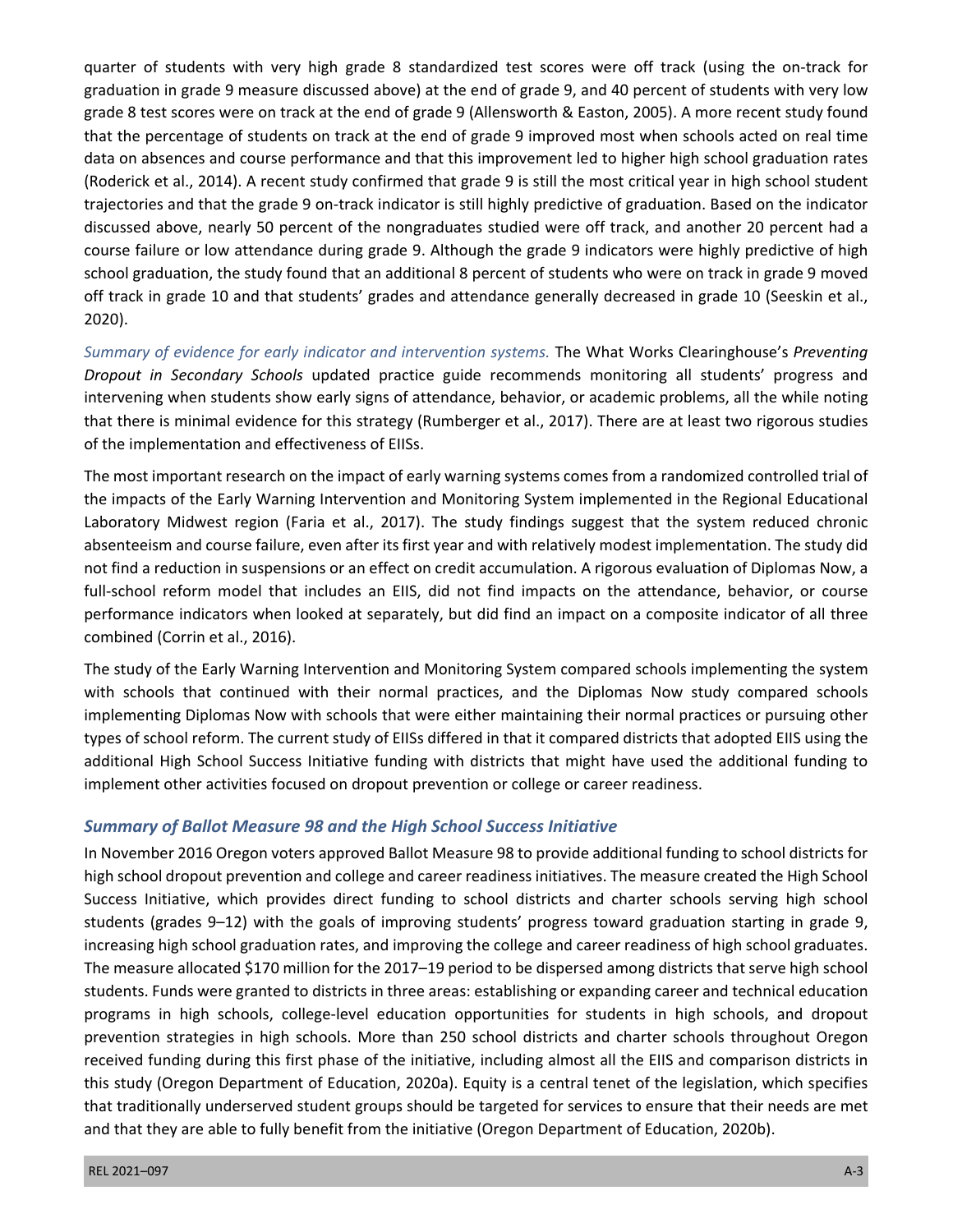quarter of students with very high grade 8 standardized test scores were off track (using the on-track for graduation in grade 9 measure discussed above) at the end of grade 9, and 40 percent of students with very low grade 8 test scores were on track at the end of grade 9 (Allensworth & Easton, 2005). A more recent study found that the percentage of students on track at the end of grade 9 improved most when schools acted on real time data on absences and course performance and that this improvement led to higher high school graduation rates (Roderick et al., 2014). A recent study confirmed that grade 9 is still the most critical year in high school student trajectories and that the grade 9 on-track indicator is still highly predictive of graduation. Based on the indicator discussed above, nearly 50 percent of the nongraduates studied were off track, and another 20 percent had a course failure or low attendance during grade 9. Although the grade 9 indicators were highly predictive of high school graduation, the study found that an additional 8 percent of students who were on track in grade 9 moved off track in grade 10 and that students' grades and attendance generally decreased in grade 10 (Seeskin et al., 2020).

*Summary of evidence for early indicator and intervention systems.* The What Works Clearinghouse's *Preventing Dropout in Secondary Schools* updated practice guide recommends monitoring all students' progress and intervening when students show early signs of attendance, behavior, or academic problems, all the while noting that there is minimal evidence for this strategy (Rumberger et al., 2017). There are at least two rigorous studies of the implementation and effectiveness of EIISs.

The most important research on the impact of early warning systems comes from a randomized controlled trial of the impacts of the Early Warning Intervention and Monitoring System implemented in the Regional Educational Laboratory Midwest region (Faria et al., 2017). The study findings suggest that the system reduced chronic absenteeism and course failure, even after its first year and with relatively modest implementation. The study did not find a reduction in suspensions or an effect on credit accumulation. A rigorous evaluation of Diplomas Now, a full-school reform model that includes an EIIS, did not find impacts on the attendance, behavior, or course performance indicators when looked at separately, but did find an impact on a composite indicator of all three combined (Corrin et al., 2016).

The study of the Early Warning Intervention and Monitoring System compared schools implementing the system with schools that continued with their normal practices, and the Diplomas Now study compared schools implementing Diplomas Now with schools that were either maintaining their normal practices or pursuing other types of school reform. The current study of EIISs differed in that it compared districts that adopted EIIS using the additional High School Success Initiative funding with districts that might have used the additional funding to implement other activities focused on dropout prevention or college or career readiness.

### *Summary of Ballot Measure 98 and the High School Success Initiative*

In November 2016 Oregon voters approved Ballot Measure 98 to provide additional funding to school districts for high school dropout prevention and college and career readiness initiatives. The measure created the High School Success Initiative, which provides direct funding to school districts and charter schools serving high school students (grades 9–12) with the goals of improving students' progress toward graduation starting in grade 9, increasing high school graduation rates, and improving the college and career readiness of high school graduates. The measure allocated $170 million for the 2017–19 period to be dispersed among districts that serve high school students. Funds were granted to districts in three areas: establishing or expanding career and technical education programs in high schools, college-level education opportunities for students in high schools, and dropout prevention strategies in high schools. More than 250 school districts and charter schools throughout Oregon received funding during this first phase of the initiative, including almost all the EIIS and comparison districts in this study (Oregon Department of Education, 2020a). Equity is a central tenet of the legislation, which specifies that traditionally underserved student groups should be targeted for services to ensure that their needs are met and that they are able to fully benefit from the initiative (Oregon Department of Education, 2020b).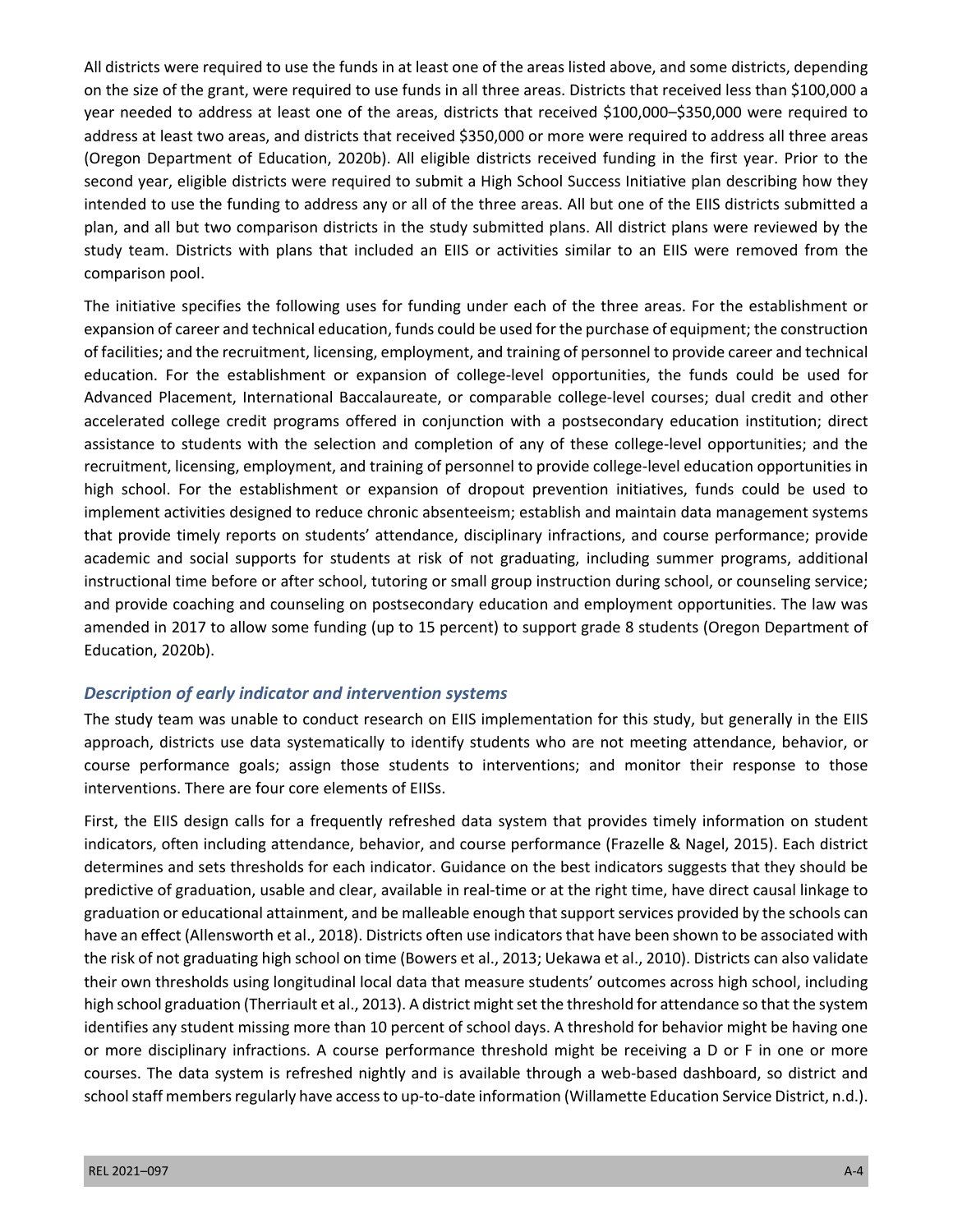All districts were required to use the funds in at least one of the areas listed above, and some districts, depending on the size of the grant, were required to use funds in all three areas. Districts that received less than $100,000 a year needed to address at least one of the areas, districts that received $100,000–$350,000 were required to address at least two areas, and districts that received $350,000 or more were required to address all three areas (Oregon Department of Education, 2020b). All eligible districts received funding in the first year. Prior to the second year, eligible districts were required to submit a High School Success Initiative plan describing how they intended to use the funding to address any or all of the three areas. All but one of the EIIS districts submitted a plan, and all but two comparison districts in the study submitted plans. All district plans were reviewed by the study team. Districts with plans that included an EIIS or activities similar to an EIIS were removed from the comparison pool.

The initiative specifies the following uses for funding under each of the three areas. For the establishment or expansion of career and technical education, funds could be used for the purchase of equipment; the construction of facilities; and the recruitment, licensing, employment, and training of personnel to provide career and technical education. For the establishment or expansion of college-level opportunities, the funds could be used for Advanced Placement, International Baccalaureate, or comparable college-level courses; dual credit and other accelerated college credit programs offered in conjunction with a postsecondary education institution; direct assistance to students with the selection and completion of any of these college-level opportunities; and the recruitment, licensing, employment, and training of personnel to provide college-level education opportunities in high school. For the establishment or expansion of dropout prevention initiatives, funds could be used to implement activities designed to reduce chronic absenteeism; establish and maintain data management systems that provide timely reports on students' attendance, disciplinary infractions, and course performance; provide academic and social supports for students at risk of not graduating, including summer programs, additional instructional time before or after school, tutoring or small group instruction during school, or counseling service; and provide coaching and counseling on postsecondary education and employment opportunities. The law was amended in 2017 to allow some funding (up to 15 percent) to support grade 8 students (Oregon Department of Education, 2020b).

### *Description of early indicator and intervention systems*

The study team was unable to conduct research on EIIS implementation for this study, but generally in the EIIS approach, districts use data systematically to identify students who are not meeting attendance, behavior, or course performance goals; assign those students to interventions; and monitor their response to those interventions. There are four core elements of EIISs.

First, the EIIS design calls for a frequently refreshed data system that provides timely information on student indicators, often including attendance, behavior, and course performance (Frazelle & Nagel, 2015). Each district determines and sets thresholds for each indicator. Guidance on the best indicators suggests that they should be predictive of graduation, usable and clear, available in real-time or at the right time, have direct causal linkage to graduation or educational attainment, and be malleable enough that support services provided by the schools can have an effect (Allensworth et al., 2018). Districts often use indicators that have been shown to be associated with the risk of not graduating high school on time (Bowers et al., 2013; Uekawa et al., 2010). Districts can also validate their own thresholds using longitudinal local data that measure students' outcomes across high school, including high school graduation (Therriault et al., 2013). A district might set the threshold for attendance so that the system identifies any student missing more than 10 percent of school days. A threshold for behavior might be having one or more disciplinary infractions. A course performance threshold might be receiving a D or F in one or more courses. The data system is refreshed nightly and is available through a web-based dashboard, so district and school staff members regularly have access to up-to-date information (Willamette Education Service District, n.d.).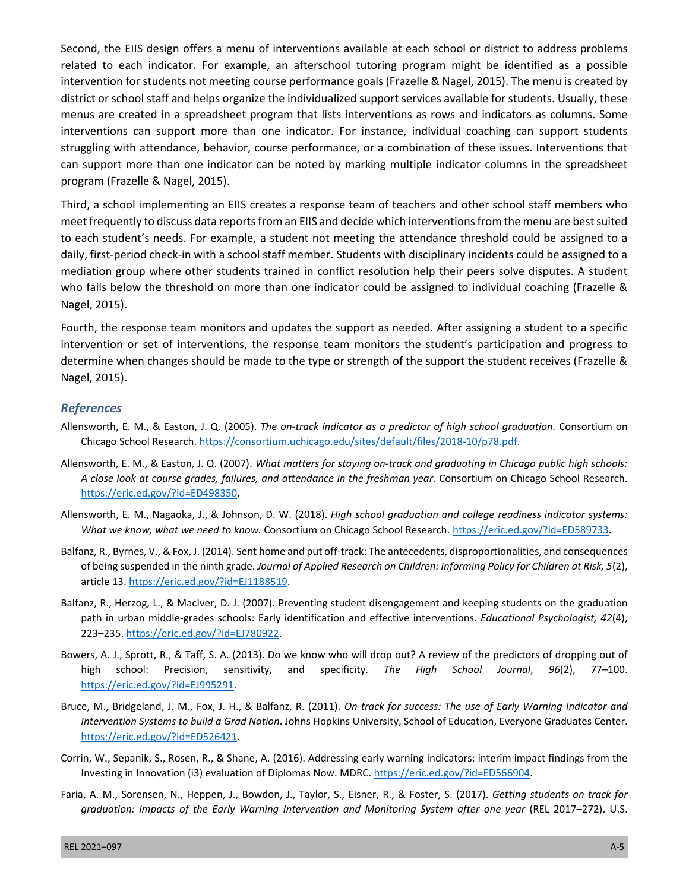Second, the EIIS design offers a menu of interventions available at each school or district to address problems related to each indicator. For example, an afterschool tutoring program might be identified as a possible intervention for students not meeting course performance goals (Frazelle & Nagel, 2015). The menu is created by district or school staff and helps organize the individualized support services available for students. Usually, these menus are created in a spreadsheet program that lists interventions as rows and indicators as columns. Some interventions can support more than one indicator. For instance, individual coaching can support students struggling with attendance, behavior, course performance, or a combination of these issues. Interventions that can support more than one indicator can be noted by marking multiple indicator columns in the spreadsheet program (Frazelle & Nagel, 2015).

Third, a school implementing an EIIS creates a response team of teachers and other school staff members who meet frequently to discuss data reports from an EIIS and decide which interventions from the menu are best suited to each student's needs. For example, a student not meeting the attendance threshold could be assigned to a daily, first-period check-in with a school staff member. Students with disciplinary incidents could be assigned to a mediation group where other students trained in conflict resolution help their peers solve disputes. A student who falls below the threshold on more than one indicator could be assigned to individual coaching (Frazelle & Nagel, 2015).

Fourth, the response team monitors and updates the support as needed. After assigning a student to a specific intervention or set of interventions, the response team monitors the student's participation and progress to determine when changes should be made to the type or strength of the support the student receives (Frazelle & Nagel, 2015).

### *References*

Allensworth, E. M., & Easton, J. Q. (2005). *The on-track indicator as a predictor of high school graduation.* Consortium on Chicago School Research. https://consortium.uchicago.edu/sites/default/files/2018-10/p78.pdf.

Allensworth, E. M., & Easton, J. Q. (2007). *What matters for staying on-track and graduating in Chicago public high schools: A close look at course grades, failures, and attendance in the freshman year.* Consortium on Chicago School Research. https://eric.ed.gov/?id=ED498350.

Allensworth, E. M., Nagaoka, J., & Johnson, D. W. (2018). *High school graduation and college readiness indicator systems: What we know, what we need to know.* Consortium on Chicago School Research. https://eric.ed.gov/?id=ED589733.

Balfanz, R., Byrnes, V., & Fox, J. (2014). Sent home and put off-track: The antecedents, disproportionalities, and consequences of being suspended in the ninth grade. *Journal of Applied Research on Children: Informing Policy for Children at Risk, 5*(2), article 13. https://eric.ed.gov/?id=EJ1188519.

Balfanz, R., Herzog, L., & MacIver, D. J. (2007). Preventing student disengagement and keeping students on the graduation path in urban middle-grades schools: Early identification and effective interventions. *Educational Psychologist, 42*(4), 223–235. https://eric.ed.gov/?id=EJ780922.

Bowers, A. J., Sprott, R., & Taff, S. A. (2013). Do we know who will drop out? A review of the predictors of dropping out of high school: Precision, sensitivity, and specificity. *The High School Journal*, *96*(2), 77–100. https://eric.ed.gov/?id=EJ995291.

Bruce, M., Bridgeland, J. M., Fox, J. H., & Balfanz, R. (2011). *On track for success: The use of Early Warning Indicator and Intervention Systems to build a Grad Nation*. Johns Hopkins University, School of Education, Everyone Graduates Center. https://eric.ed.gov/?id=ED526421.

Corrin, W., Sepanik, S., Rosen, R., & Shane, A. (2016). Addressing early warning indicators: interim impact findings from the Investing in Innovation (i3) evaluation of Diplomas Now. MDRC. https://eric.ed.gov/?id=ED566904.

Faria, A. M., Sorensen, N., Heppen, J., Bowdon, J., Taylor, S., Eisner, R., & Foster, S. (2017). *Getting students on track for graduation: Impacts of the Early Warning Intervention and Monitoring System after one year* (REL 2017–272). U.S.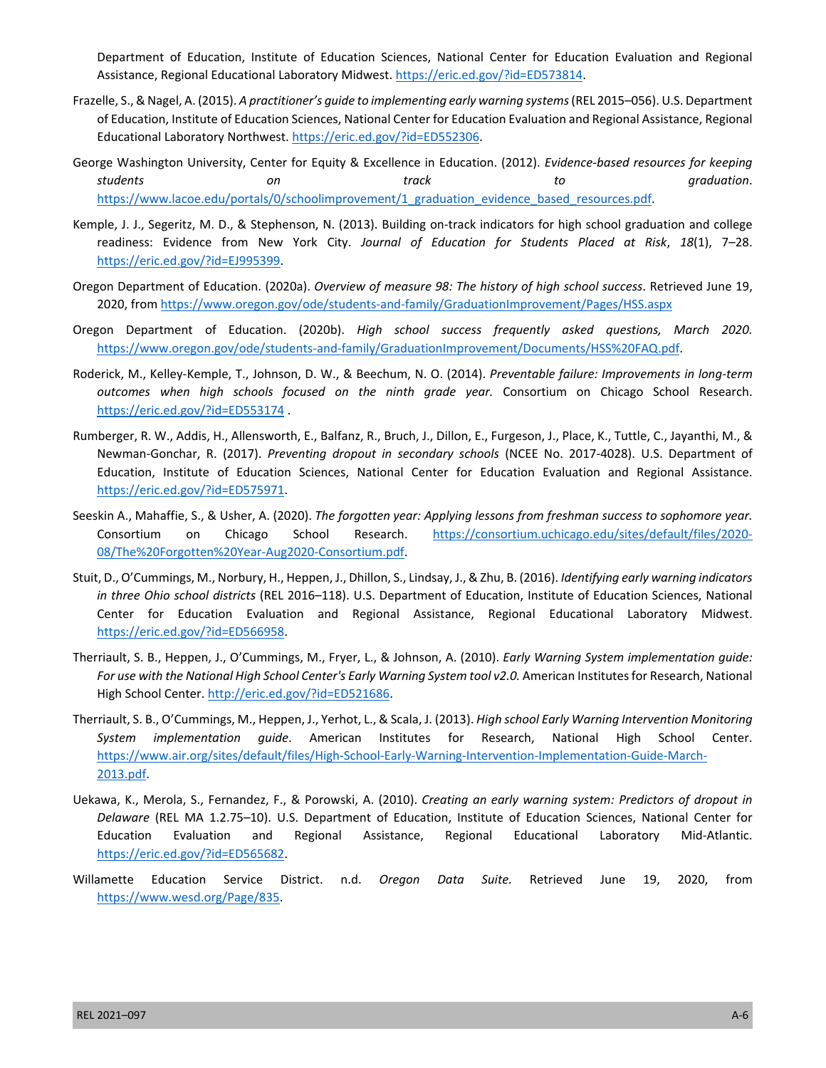Department of Education, Institute of Education Sciences, National Center for Education Evaluation and Regional Assistance, Regional Educational Laboratory Midwest. https://eric.ed.gov/?id=ED573814.

Frazelle, S., & Nagel, A. (2015). *A practitioner's guide to implementing early warning systems* (REL 2015–056). U.S. Department of Education, Institute of Education Sciences, National Center for Education Evaluation and Regional Assistance, Regional Educational Laboratory Northwest. https://eric.ed.gov/?id=ED552306.

George Washington University, Center for Equity & Excellence in Education. (2012). *Evidence-based resources for keeping students on track to graduation*. https://www.lacoe.edu/portals/0/schoolimprovement/1_graduation_evidence_based_resources.pdf.

Kemple, J. J., Segeritz, M. D., & Stephenson, N. (2013). Building on-track indicators for high school graduation and college readiness: Evidence from New York City. *Journal of Education for Students Placed at Risk*, *18*(1), 7–28. https://eric.ed.gov/?id=EJ995399.

Oregon Department of Education. (2020a). *Overview of measure 98: The history of high school success*. Retrieved June 19, 2020, from https://www.oregon.gov/ode/students-and-family/GraduationImprovement/Pages/HSS.aspx

Oregon Department of Education. (2020b). *High school success frequently asked questions, March 2020.* https://www.oregon.gov/ode/students-and-family/GraduationImprovement/Documents/HSS%20FAQ.pdf.

Roderick, M., Kelley-Kemple, T., Johnson, D. W., & Beechum, N. O. (2014). *Preventable failure: Improvements in long-term outcomes when high schools focused on the ninth grade year.* Consortium on Chicago School Research. https://eric.ed.gov/?id=ED553174 .

Rumberger, R. W., Addis, H., Allensworth, E., Balfanz, R., Bruch, J., Dillon, E., Furgeson, J., Place, K., Tuttle, C., Jayanthi, M., & Newman-Gonchar, R. (2017). *Preventing dropout in secondary schools* (NCEE No. 2017-4028). U.S. Department of Education, Institute of Education Sciences, National Center for Education Evaluation and Regional Assistance. https://eric.ed.gov/?id=ED575971.

Seeskin A., Mahaffie, S., & Usher, A. (2020). *The forgotten year: Applying lessons from freshman success to sophomore year.* Consortium on Chicago School Research. https://consortium.uchicago.edu/sites/default/files/2020-08/The%20Forgotten%20Year-Aug2020-Consortium.pdf.

Stuit, D., O'Cummings, M., Norbury, H., Heppen, J., Dhillon, S., Lindsay, J., & Zhu, B. (2016). *Identifying early warning indicators in three Ohio school districts* (REL 2016–118). U.S. Department of Education, Institute of Education Sciences, National Center for Education Evaluation and Regional Assistance, Regional Educational Laboratory Midwest. https://eric.ed.gov/?id=ED566958.

Therriault, S. B., Heppen, J., O'Cummings, M., Fryer, L., & Johnson, A. (2010). *Early Warning System implementation guide: For use with the National High School Center's Early Warning System tool v2.0.* American Institutes for Research, National High School Center. http://eric.ed.gov/?id=ED521686.

Therriault, S. B., O'Cummings, M., Heppen, J., Yerhot, L., & Scala, J. (2013). *High school Early Warning Intervention Monitoring System implementation guide*. American Institutes for Research, National High School Center. https://www.air.org/sites/default/files/High-School-Early-Warning-Intervention-Implementation-Guide-March-2013.pdf.

Uekawa, K., Merola, S., Fernandez, F., & Porowski, A. (2010). *Creating an early warning system: Predictors of dropout in Delaware* (REL MA 1.2.75–10). U.S. Department of Education, Institute of Education Sciences, National Center for Education Evaluation and Regional Assistance, Regional Educational Laboratory Mid-Atlantic. https://eric.ed.gov/?id=ED565682.

Willamette Education Service District. n.d. *Oregon Data Suite.* Retrieved June 19, 2020, from https://www.wesd.org/Page/835.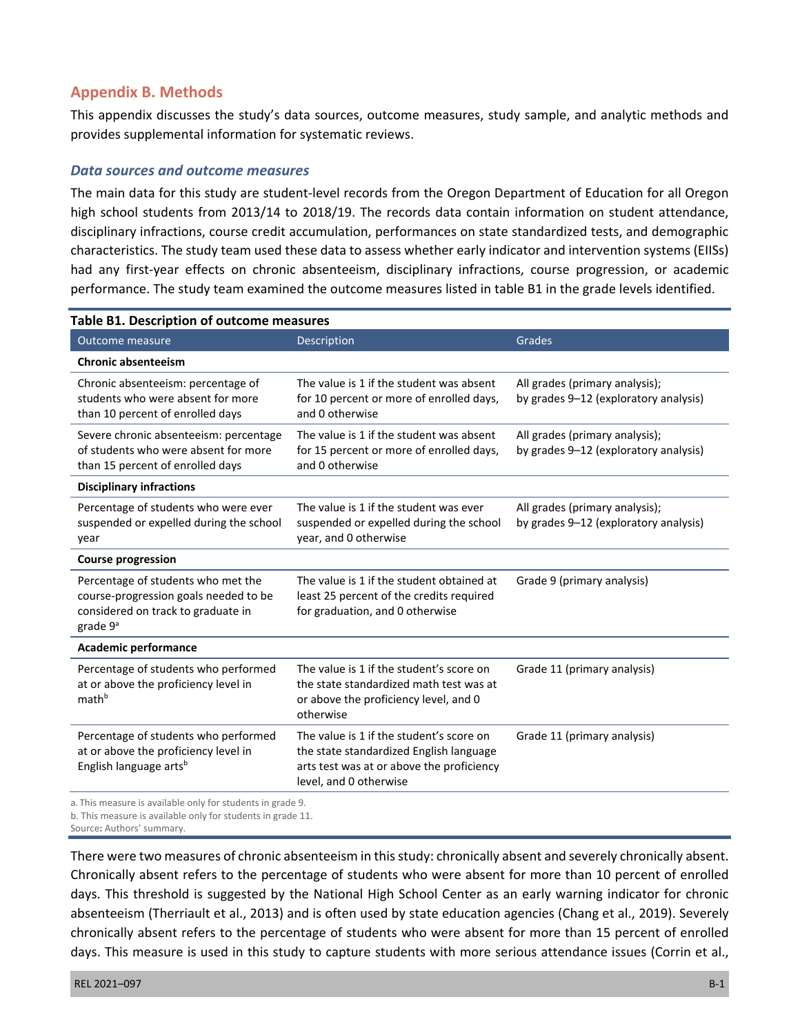## Appendix B. Methods

This appendix discusses the study's data sources, outcome measures, study sample, and analytic methods and provides supplemental information for systematic reviews.

### *Data sources and outcome measures*

The main data for this study are student-level records from the Oregon Department of Education for all Oregon high school students from 2013/14 to 2018/19. The records data contain information on student attendance, disciplinary infractions, course credit accumulation, performances on state standardized tests, and demographic characteristics. The study team used these data to assess whether early indicator and intervention systems (EIISs) had any first-year effects on chronic absenteeism, disciplinary infractions, course progression, or academic performance. The study team examined the outcome measures listed in table B1 in the grade levels identified.

**Table B1. Description of outcome measures**

| Outcome measure | Description | Grades |
|---|---|---|
| **Chronic absenteeism** | | |
| Chronic absenteeism: percentage of students who were absent for more than 10 percent of enrolled days | The value is 1 if the student was absent for 10 percent or more of enrolled days, and 0 otherwise | All grades (primary analysis); by grades 9–12 (exploratory analysis) |
| Severe chronic absenteeism: percentage of students who were absent for more than 15 percent of enrolled days | The value is 1 if the student was absent for 15 percent or more of enrolled days, and 0 otherwise | All grades (primary analysis); by grades 9–12 (exploratory analysis) |
| **Disciplinary infractions** | | |
| Percentage of students who were ever suspended or expelled during the school year | The value is 1 if the student was ever suspended or expelled during the school year, and 0 otherwise | All grades (primary analysis); by grades 9–12 (exploratory analysis) |
| **Course progression** | | |
| Percentage of students who met the course-progression goals needed to be considered on track to graduate in grade 9[a] | The value is 1 if the student obtained at least 25 percent of the credits required for graduation, and 0 otherwise | Grade 9 (primary analysis) |
| **Academic performance** | | |
| Percentage of students who performed at or above the proficiency level in math[b] | The value is 1 if the student's score on the state standardized math test was at or above the proficiency level, and 0 otherwise | Grade 11 (primary analysis) |
| Percentage of students who performed at or above the proficiency level in English language arts[b] | The value is 1 if the student's score on the state standardized English language arts test was at or above the proficiency level, and 0 otherwise | Grade 11 (primary analysis) |

a. This measure is available only for students in grade 9.
b. This measure is available only for students in grade 11.
Source: Authors' summary.

There were two measures of chronic absenteeism in this study: chronically absent and severely chronically absent. Chronically absent refers to the percentage of students who were absent for more than 10 percent of enrolled days. This threshold is suggested by the National High School Center as an early warning indicator for chronic absenteeism (Therriault et al., 2013) and is often used by state education agencies (Chang et al., 2019). Severely chronically absent refers to the percentage of students who were absent for more than 15 percent of enrolled days. This measure is used in this study to capture students with more serious attendance issues (Corrin et al.,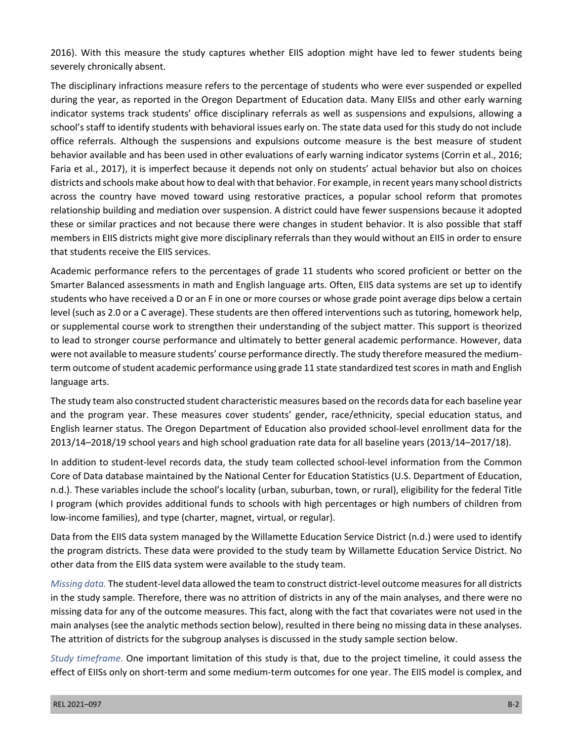2016). With this measure the study captures whether EIIS adoption might have led to fewer students being severely chronically absent.

The disciplinary infractions measure refers to the percentage of students who were ever suspended or expelled during the year, as reported in the Oregon Department of Education data. Many EIISs and other early warning indicator systems track students' office disciplinary referrals as well as suspensions and expulsions, allowing a school's staff to identify students with behavioral issues early on. The state data used for this study do not include office referrals. Although the suspensions and expulsions outcome measure is the best measure of student behavior available and has been used in other evaluations of early warning indicator systems (Corrin et al., 2016; Faria et al., 2017), it is imperfect because it depends not only on students' actual behavior but also on choices districts and schools make about how to deal with that behavior. For example, in recent years many school districts across the country have moved toward using restorative practices, a popular school reform that promotes relationship building and mediation over suspension. A district could have fewer suspensions because it adopted these or similar practices and not because there were changes in student behavior. It is also possible that staff members in EIIS districts might give more disciplinary referrals than they would without an EIIS in order to ensure that students receive the EIIS services.

Academic performance refers to the percentages of grade 11 students who scored proficient or better on the Smarter Balanced assessments in math and English language arts. Often, EIIS data systems are set up to identify students who have received a D or an F in one or more courses or whose grade point average dips below a certain level (such as 2.0 or a C average). These students are then offered interventions such as tutoring, homework help, or supplemental course work to strengthen their understanding of the subject matter. This support is theorized to lead to stronger course performance and ultimately to better general academic performance. However, data were not available to measure students' course performance directly. The study therefore measured the medium-term outcome of student academic performance using grade 11 state standardized test scores in math and English language arts.

The study team also constructed student characteristic measures based on the records data for each baseline year and the program year. These measures cover students' gender, race/ethnicity, special education status, and English learner status. The Oregon Department of Education also provided school-level enrollment data for the 2013/14–2018/19 school years and high school graduation rate data for all baseline years (2013/14–2017/18).

In addition to student-level records data, the study team collected school-level information from the Common Core of Data database maintained by the National Center for Education Statistics (U.S. Department of Education, n.d.). These variables include the school's locality (urban, suburban, town, or rural), eligibility for the federal Title I program (which provides additional funds to schools with high percentages or high numbers of children from low-income families), and type (charter, magnet, virtual, or regular).

Data from the EIIS data system managed by the Willamette Education Service District (n.d.) were used to identify the program districts. These data were provided to the study team by Willamette Education Service District. No other data from the EIIS data system were available to the study team.

*Missing data.* The student-level data allowed the team to construct district-level outcome measures for all districts in the study sample. Therefore, there was no attrition of districts in any of the main analyses, and there were no missing data for any of the outcome measures. This fact, along with the fact that covariates were not used in the main analyses (see the analytic methods section below), resulted in there being no missing data in these analyses. The attrition of districts for the subgroup analyses is discussed in the study sample section below.

*Study timeframe.* One important limitation of this study is that, due to the project timeline, it could assess the effect of EIISs only on short-term and some medium-term outcomes for one year. The EIIS model is complex, and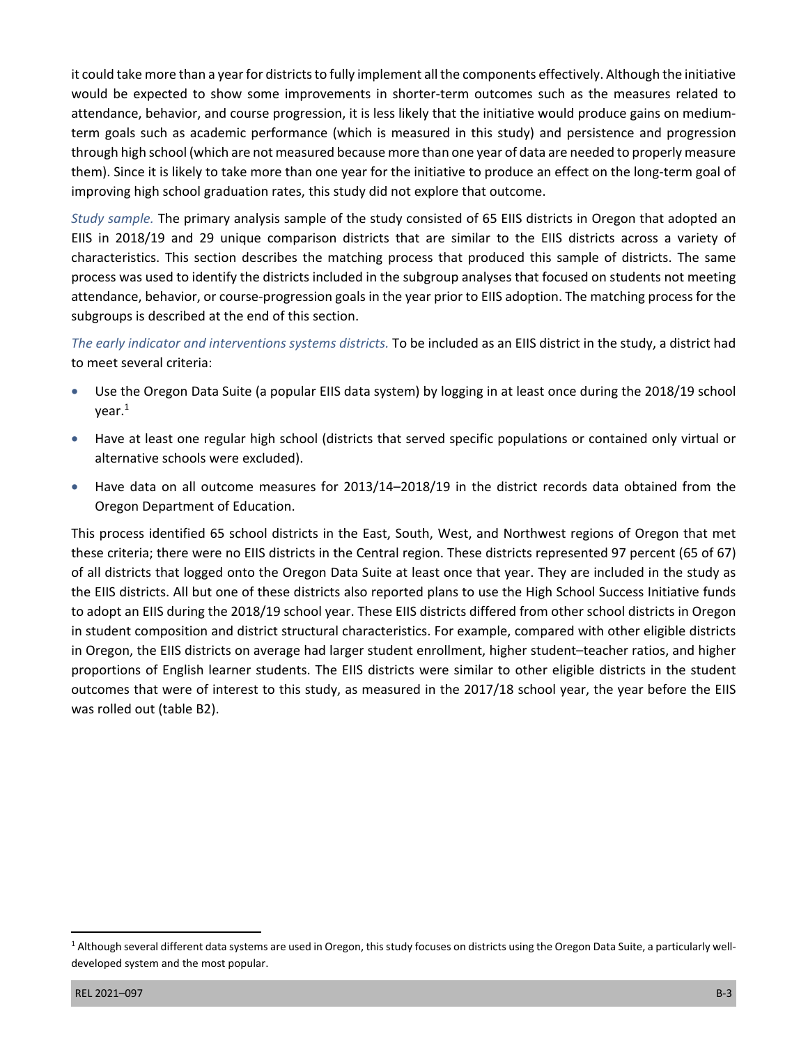it could take more than a year for districts to fully implement all the components effectively. Although the initiative would be expected to show some improvements in shorter-term outcomes such as the measures related to attendance, behavior, and course progression, it is less likely that the initiative would produce gains on medium-term goals such as academic performance (which is measured in this study) and persistence and progression through high school (which are not measured because more than one year of data are needed to properly measure them). Since it is likely to take more than one year for the initiative to produce an effect on the long-term goal of improving high school graduation rates, this study did not explore that outcome.

*Study sample.* The primary analysis sample of the study consisted of 65 EIIS districts in Oregon that adopted an EIIS in 2018/19 and 29 unique comparison districts that are similar to the EIIS districts across a variety of characteristics. This section describes the matching process that produced this sample of districts. The same process was used to identify the districts included in the subgroup analyses that focused on students not meeting attendance, behavior, or course-progression goals in the year prior to EIIS adoption. The matching process for the subgroups is described at the end of this section.

*The early indicator and interventions systems districts.* To be included as an EIIS district in the study, a district had to meet several criteria:

- Use the Oregon Data Suite (a popular EIIS data system) by logging in at least once during the 2018/19 school year.[1]
- Have at least one regular high school (districts that served specific populations or contained only virtual or alternative schools were excluded).
- Have data on all outcome measures for 2013/14–2018/19 in the district records data obtained from the Oregon Department of Education.

This process identified 65 school districts in the East, South, West, and Northwest regions of Oregon that met these criteria; there were no EIIS districts in the Central region. These districts represented 97 percent (65 of 67) of all districts that logged onto the Oregon Data Suite at least once that year. They are included in the study as the EIIS districts. All but one of these districts also reported plans to use the High School Success Initiative funds to adopt an EIIS during the 2018/19 school year. These EIIS districts differed from other school districts in Oregon in student composition and district structural characteristics. For example, compared with other eligible districts in Oregon, the EIIS districts on average had larger student enrollment, higher student–teacher ratios, and higher proportions of English learner students. The EIIS districts were similar to other eligible districts in the student outcomes that were of interest to this study, as measured in the 2017/18 school year, the year before the EIIS was rolled out (table B2).

[1] Although several different data systems are used in Oregon, this study focuses on districts using the Oregon Data Suite, a particularly well-developed system and the most popular.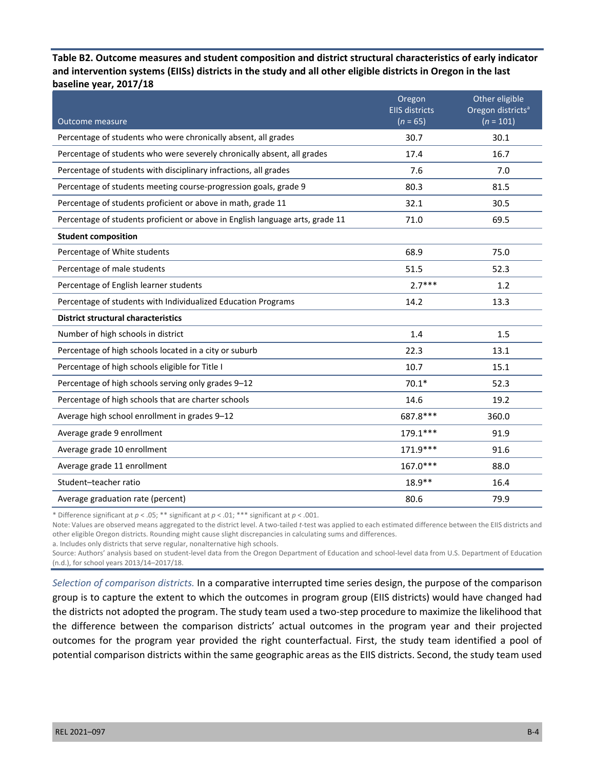**Table B2. Outcome measures and student composition and district structural characteristics of early indicator and intervention systems (EIISs) districts in the study and all other eligible districts in Oregon in the last baseline year, 2017/18**

| Outcome measure | Oregon EIIS districts ($n$ = 65) | Other eligible Oregon districts[a] ($n$ = 101) |
|---|---|---|
| Percentage of students who were chronically absent, all grades | 30.7 | 30.1 |
| Percentage of students who were severely chronically absent, all grades | 17.4 | 16.7 |
| Percentage of students with disciplinary infractions, all grades | 7.6 | 7.0 |
| Percentage of students meeting course-progression goals, grade 9 | 80.3 | 81.5 |
| Percentage of students proficient or above in math, grade 11 | 32.1 | 30.5 |
| Percentage of students proficient or above in English language arts, grade 11 | 71.0 | 69.5 |
| **Student composition** | | |
| Percentage of White students | 68.9 | 75.0 |
| Percentage of male students | 51.5 | 52.3 |
| Percentage of English learner students | 2.7*** | 1.2 |
| Percentage of students with Individualized Education Programs | 14.2 | 13.3 |
| **District structural characteristics** | | |
| Number of high schools in district | 1.4 | 1.5 |
| Percentage of high schools located in a city or suburb | 22.3 | 13.1 |
| Percentage of high schools eligible for Title I | 10.7 | 15.1 |
| Percentage of high schools serving only grades 9–12 | 70.1* | 52.3 |
| Percentage of high schools that are charter schools | 14.6 | 19.2 |
| Average high school enrollment in grades 9–12 | 687.8*** | 360.0 |
| Average grade 9 enrollment | 179.1*** | 91.9 |
| Average grade 10 enrollment | 171.9*** | 91.6 |
| Average grade 11 enrollment | 167.0*** | 88.0 |
| Student–teacher ratio | 18.9** | 16.4 |
| Average graduation rate (percent) | 80.6 | 79.9 |

* Difference significant at $p < .05$; ** significant at $p < .01$; *** significant at $p < .001$.

Note: Values are observed means aggregated to the district level. A two-tailed $t$-test was applied to each estimated difference between the EIIS districts and other eligible Oregon districts. Rounding might cause slight discrepancies in calculating sums and differences.

a. Includes only districts that serve regular, nonalternative high schools.

Source: Authors' analysis based on student-level data from the Oregon Department of Education and school-level data from U.S. Department of Education (n.d.), for school years 2013/14–2017/18.

*Selection of comparison districts.* In a comparative interrupted time series design, the purpose of the comparison group is to capture the extent to which the outcomes in program group (EIIS districts) would have changed had the districts not adopted the program. The study team used a two-step procedure to maximize the likelihood that the difference between the comparison districts' actual outcomes in the program year and their projected outcomes for the program year provided the right counterfactual. First, the study team identified a pool of potential comparison districts within the same geographic areas as the EIIS districts. Second, the study team used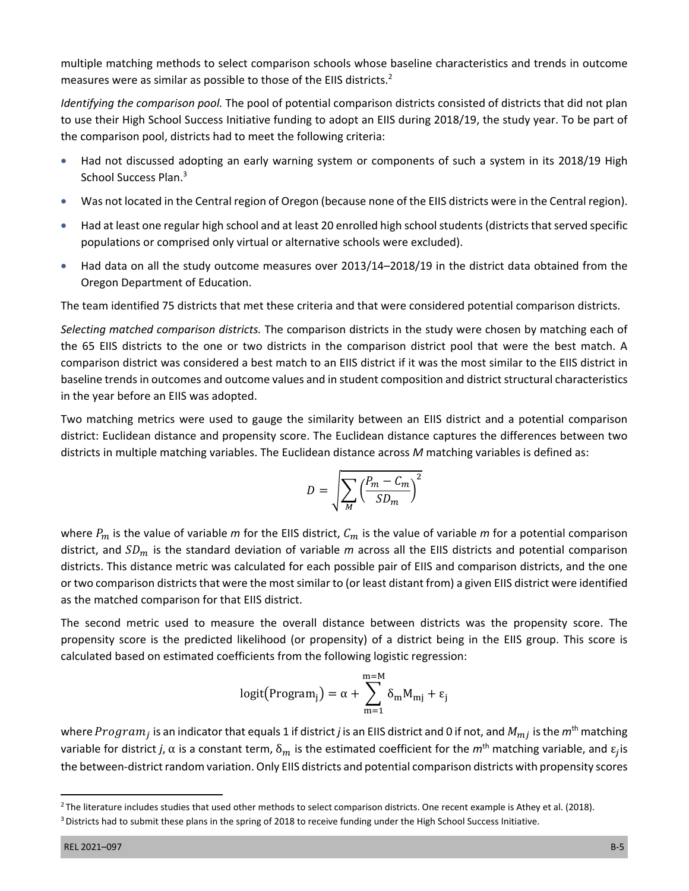multiple matching methods to select comparison schools whose baseline characteristics and trends in outcome measures were as similar as possible to those of the EIIS districts.[2]

*Identifying the comparison pool.* The pool of potential comparison districts consisted of districts that did not plan to use their High School Success Initiative funding to adopt an EIIS during 2018/19, the study year. To be part of the comparison pool, districts had to meet the following criteria:

- Had not discussed adopting an early warning system or components of such a system in its 2018/19 High School Success Plan.[3]
- Was not located in the Central region of Oregon (because none of the EIIS districts were in the Central region).
- Had at least one regular high school and at least 20 enrolled high school students (districts that served specific populations or comprised only virtual or alternative schools were excluded).
- Had data on all the study outcome measures over 2013/14–2018/19 in the district data obtained from the Oregon Department of Education.

The team identified 75 districts that met these criteria and that were considered potential comparison districts.

*Selecting matched comparison districts.* The comparison districts in the study were chosen by matching each of the 65 EIIS districts to the one or two districts in the comparison district pool that were the best match. A comparison district was considered a best match to an EIIS district if it was the most similar to the EIIS district in baseline trends in outcomes and outcome values and in student composition and district structural characteristics in the year before an EIIS was adopted.

Two matching metrics were used to gauge the similarity between an EIIS district and a potential comparison district: Euclidean distance and propensity score. The Euclidean distance captures the differences between two districts in multiple matching variables. The Euclidean distance across *M* matching variables is defined as:

$$D = \sqrt{\sum_{M} \left( \frac{P_m - C_m}{SD_m} \right)^2}$$

where $P_m$ is the value of variable *m* for the EIIS district, $C_m$ is the value of variable *m* for a potential comparison district, and $SD_m$ is the standard deviation of variable *m* across all the EIIS districts and potential comparison districts. This distance metric was calculated for each possible pair of EIIS and comparison districts, and the one or two comparison districts that were the most similar to (or least distant from) a given EIIS district were identified as the matched comparison for that EIIS district.

The second metric used to measure the overall distance between districts was the propensity score. The propensity score is the predicted likelihood (or propensity) of a district being in the EIIS group. This score is calculated based on estimated coefficients from the following logistic regression:

$$\text{logit}(\text{Program}_j) = \alpha + \sum_{m=1}^{m=M} \delta_m \text{M}_{mj} + \varepsilon_j$$

where $Program_j$ is an indicator that equals 1 if district *j* is an EIIS district and 0 if not, and $M_{mj}$ is the $m^{th}$ matching variable for district *j*, $\alpha$ is a constant term, $\delta_m$ is the estimated coefficient for the $m^{th}$ matching variable, and $\varepsilon_j$ is the between-district random variation. Only EIIS districts and potential comparison districts with propensity scores

[2] The literature includes studies that used other methods to select comparison districts. One recent example is Athey et al. (2018).

[3] Districts had to submit these plans in the spring of 2018 to receive funding under the High School Success Initiative.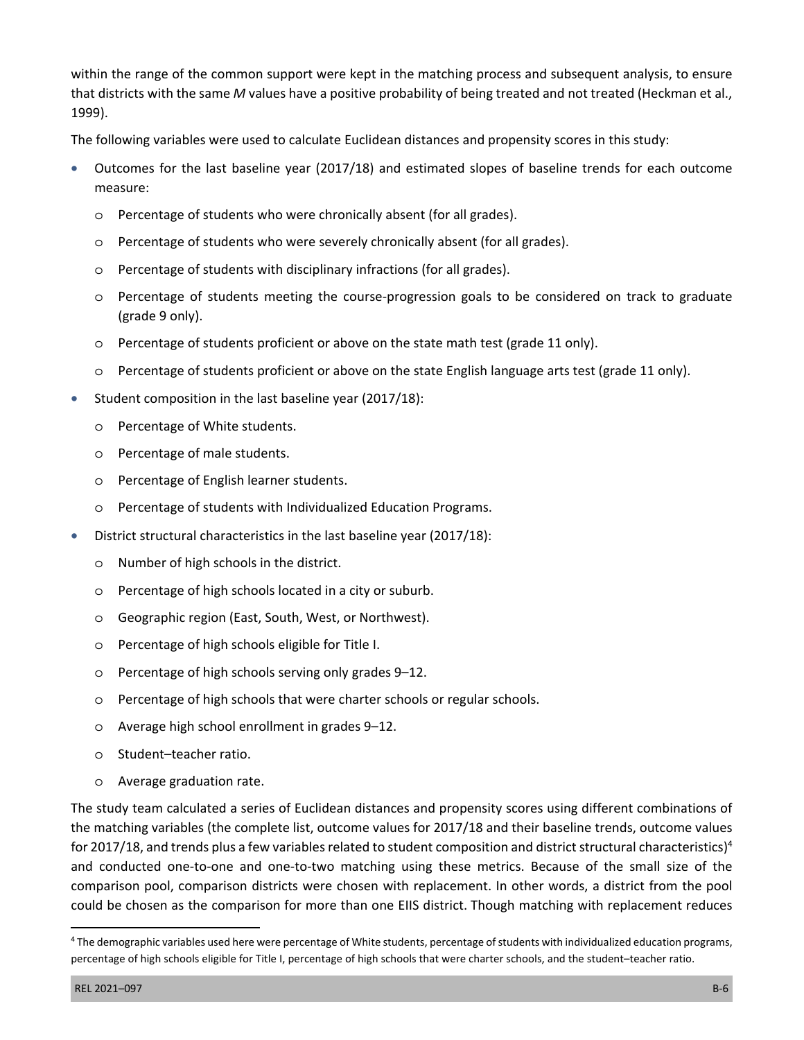within the range of the common support were kept in the matching process and subsequent analysis, to ensure that districts with the same *M* values have a positive probability of being treated and not treated (Heckman et al., 1999).

The following variables were used to calculate Euclidean distances and propensity scores in this study:

- Outcomes for the last baseline year (2017/18) and estimated slopes of baseline trends for each outcome measure:
  - Percentage of students who were chronically absent (for all grades).
  - Percentage of students who were severely chronically absent (for all grades).
  - Percentage of students with disciplinary infractions (for all grades).
  - Percentage of students meeting the course-progression goals to be considered on track to graduate (grade 9 only).
  - Percentage of students proficient or above on the state math test (grade 11 only).
  - Percentage of students proficient or above on the state English language arts test (grade 11 only).
- Student composition in the last baseline year (2017/18):
  - Percentage of White students.
  - Percentage of male students.
  - Percentage of English learner students.
  - Percentage of students with Individualized Education Programs.
- District structural characteristics in the last baseline year (2017/18):
  - Number of high schools in the district.
  - Percentage of high schools located in a city or suburb.
  - Geographic region (East, South, West, or Northwest).
  - Percentage of high schools eligible for Title I.
  - Percentage of high schools serving only grades 9–12.
  - Percentage of high schools that were charter schools or regular schools.
  - Average high school enrollment in grades 9–12.
  - Student–teacher ratio.
  - Average graduation rate.

The study team calculated a series of Euclidean distances and propensity scores using different combinations of the matching variables (the complete list, outcome values for 2017/18 and their baseline trends, outcome values for 2017/18, and trends plus a few variables related to student composition and district structural characteristics)[4] and conducted one-to-one and one-to-two matching using these metrics. Because of the small size of the comparison pool, comparison districts were chosen with replacement. In other words, a district from the pool could be chosen as the comparison for more than one EIIS district. Though matching with replacement reduces

[4] The demographic variables used here were percentage of White students, percentage of students with individualized education programs, percentage of high schools eligible for Title I, percentage of high schools that were charter schools, and the student–teacher ratio.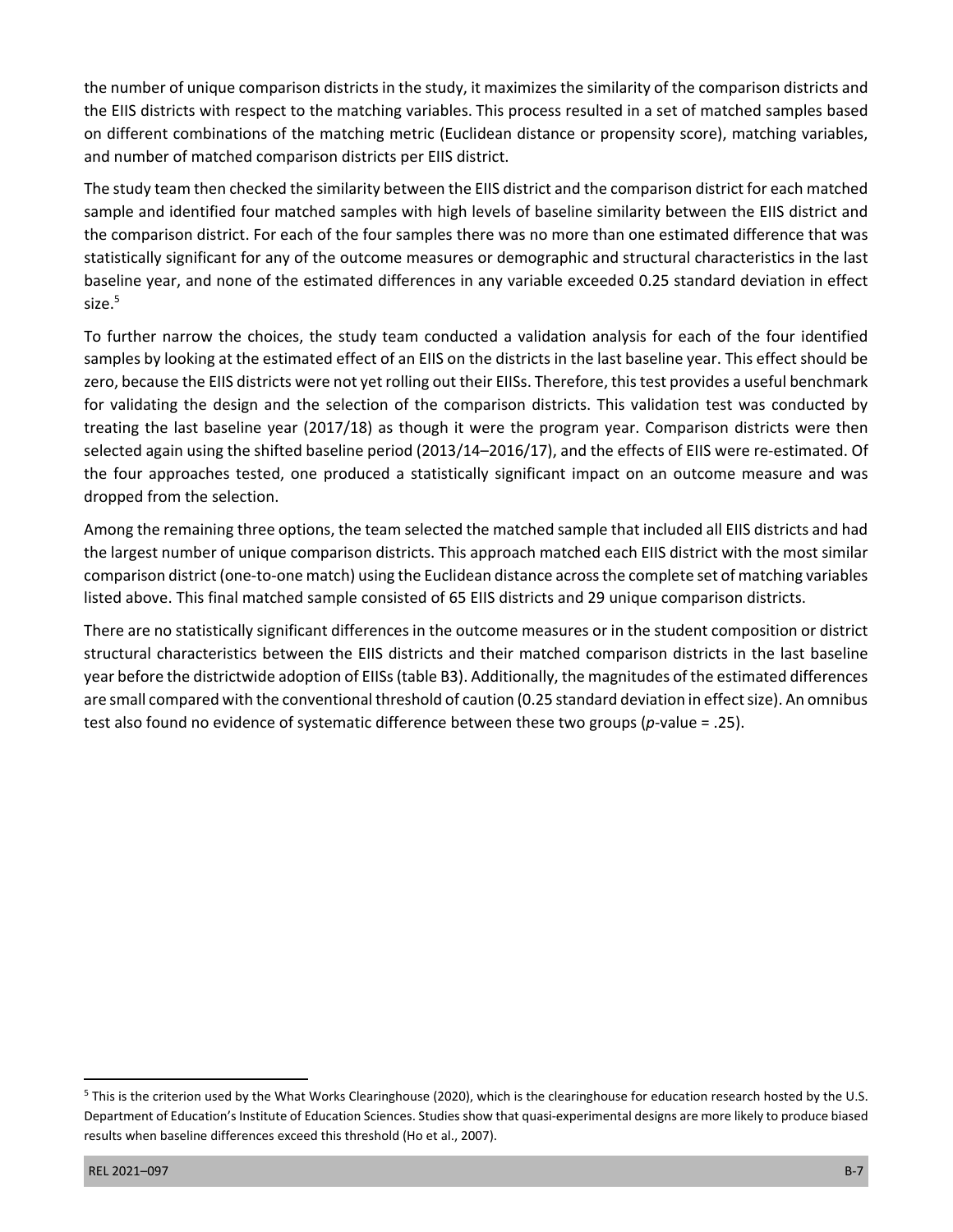the number of unique comparison districts in the study, it maximizes the similarity of the comparison districts and the EIIS districts with respect to the matching variables. This process resulted in a set of matched samples based on different combinations of the matching metric (Euclidean distance or propensity score), matching variables, and number of matched comparison districts per EIIS district.

The study team then checked the similarity between the EIIS district and the comparison district for each matched sample and identified four matched samples with high levels of baseline similarity between the EIIS district and the comparison district. For each of the four samples there was no more than one estimated difference that was statistically significant for any of the outcome measures or demographic and structural characteristics in the last baseline year, and none of the estimated differences in any variable exceeded 0.25 standard deviation in effect size.[5]

To further narrow the choices, the study team conducted a validation analysis for each of the four identified samples by looking at the estimated effect of an EIIS on the districts in the last baseline year. This effect should be zero, because the EIIS districts were not yet rolling out their EIISs. Therefore, this test provides a useful benchmark for validating the design and the selection of the comparison districts. This validation test was conducted by treating the last baseline year (2017/18) as though it were the program year. Comparison districts were then selected again using the shifted baseline period (2013/14–2016/17), and the effects of EIIS were re-estimated. Of the four approaches tested, one produced a statistically significant impact on an outcome measure and was dropped from the selection.

Among the remaining three options, the team selected the matched sample that included all EIIS districts and had the largest number of unique comparison districts. This approach matched each EIIS district with the most similar comparison district (one-to-one match) using the Euclidean distance across the complete set of matching variables listed above. This final matched sample consisted of 65 EIIS districts and 29 unique comparison districts.

There are no statistically significant differences in the outcome measures or in the student composition or district structural characteristics between the EIIS districts and their matched comparison districts in the last baseline year before the districtwide adoption of EIISs (table B3). Additionally, the magnitudes of the estimated differences are small compared with the conventional threshold of caution (0.25 standard deviation in effect size). An omnibus test also found no evidence of systematic difference between these two groups (*p*-value = .25).

[5] This is the criterion used by the What Works Clearinghouse (2020), which is the clearinghouse for education research hosted by the U.S. Department of Education's Institute of Education Sciences. Studies show that quasi-experimental designs are more likely to produce biased results when baseline differences exceed this threshold (Ho et al., 2007).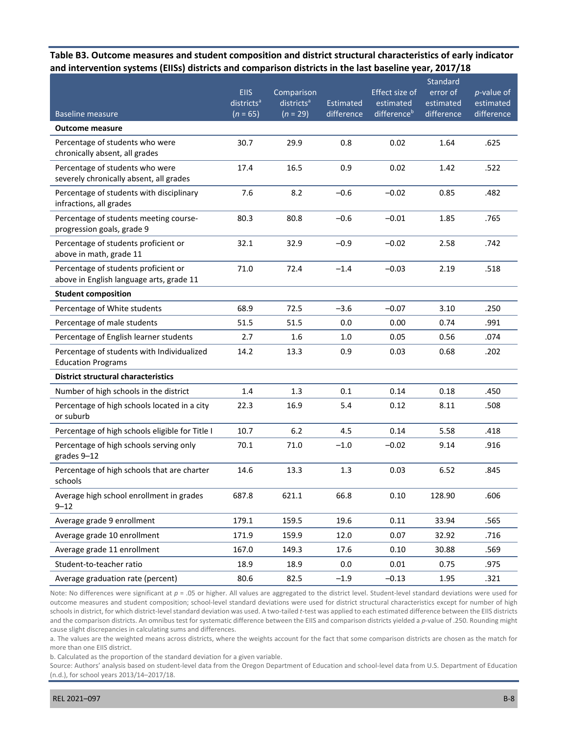**Table B3. Outcome measures and student composition and district structural characteristics of early indicator and intervention systems (EIISs) districts and comparison districts in the last baseline year, 2017/18**

| Baseline measure | EIIS districts[a] (n = 65) | Comparison districts[a] (n = 29) | Estimated difference | Effect size of estimated difference[b] | Standard error of estimated difference | p-value of estimated difference |
|---|---|---|---|---|---|---|
| **Outcome measure** | | | | | | |
| Percentage of students who were chronically absent, all grades | 30.7 | 29.9 | 0.8 | 0.02 | 1.64 | .625 |
| Percentage of students who were severely chronically absent, all grades | 17.4 | 16.5 | 0.9 | 0.02 | 1.42 | .522 |
| Percentage of students with disciplinary infractions, all grades | 7.6 | 8.2 | −0.6 | −0.02 | 0.85 | .482 |
| Percentage of students meeting course-progression goals, grade 9 | 80.3 | 80.8 | −0.6 | −0.01 | 1.85 | .765 |
| Percentage of students proficient or above in math, grade 11 | 32.1 | 32.9 | −0.9 | −0.02 | 2.58 | .742 |
| Percentage of students proficient or above in English language arts, grade 11 | 71.0 | 72.4 | −1.4 | −0.03 | 2.19 | .518 |
| **Student composition** | | | | | | |
| Percentage of White students | 68.9 | 72.5 | −3.6 | −0.07 | 3.10 | .250 |
| Percentage of male students | 51.5 | 51.5 | 0.0 | 0.00 | 0.74 | .991 |
| Percentage of English learner students | 2.7 | 1.6 | 1.0 | 0.05 | 0.56 | .074 |
| Percentage of students with Individualized Education Programs | 14.2 | 13.3 | 0.9 | 0.03 | 0.68 | .202 |
| **District structural characteristics** | | | | | | |
| Number of high schools in the district | 1.4 | 1.3 | 0.1 | 0.14 | 0.18 | .450 |
| Percentage of high schools located in a city or suburb | 22.3 | 16.9 | 5.4 | 0.12 | 8.11 | .508 |
| Percentage of high schools eligible for Title I | 10.7 | 6.2 | 4.5 | 0.14 | 5.58 | .418 |
| Percentage of high schools serving only grades 9–12 | 70.1 | 71.0 | −1.0 | −0.02 | 9.14 | .916 |
| Percentage of high schools that are charter schools | 14.6 | 13.3 | 1.3 | 0.03 | 6.52 | .845 |
| Average high school enrollment in grades 9–12 | 687.8 | 621.1 | 66.8 | 0.10 | 128.90 | .606 |
| Average grade 9 enrollment | 179.1 | 159.5 | 19.6 | 0.11 | 33.94 | .565 |
| Average grade 10 enrollment | 171.9 | 159.9 | 12.0 | 0.07 | 32.92 | .716 |
| Average grade 11 enrollment | 167.0 | 149.3 | 17.6 | 0.10 | 30.88 | .569 |
| Student-to-teacher ratio | 18.9 | 18.9 | 0.0 | 0.01 | 0.75 | .975 |
| Average graduation rate (percent) | 80.6 | 82.5 | −1.9 | −0.13 | 1.95 | .321 |

Note: No differences were significant at $p = .05$ or higher. All values are aggregated to the district level. Student-level standard deviations were used for outcome measures and student composition; school-level standard deviations were used for district structural characteristics except for number of high schools in district, for which district-level standard deviation was used. A two-tailed *t*-test was applied to each estimated difference between the EIIS districts and the comparison districts. An omnibus test for systematic difference between the EIIS and comparison districts yielded a *p*-value of .250. Rounding might cause slight discrepancies in calculating sums and differences.

a. The values are the weighted means across districts, where the weights account for the fact that some comparison districts are chosen as the match for more than one EIIS district.

b. Calculated as the proportion of the standard deviation for a given variable.

Source: Authors' analysis based on student-level data from the Oregon Department of Education and school-level data from U.S. Department of Education (n.d.), for school years 2013/14–2017/18.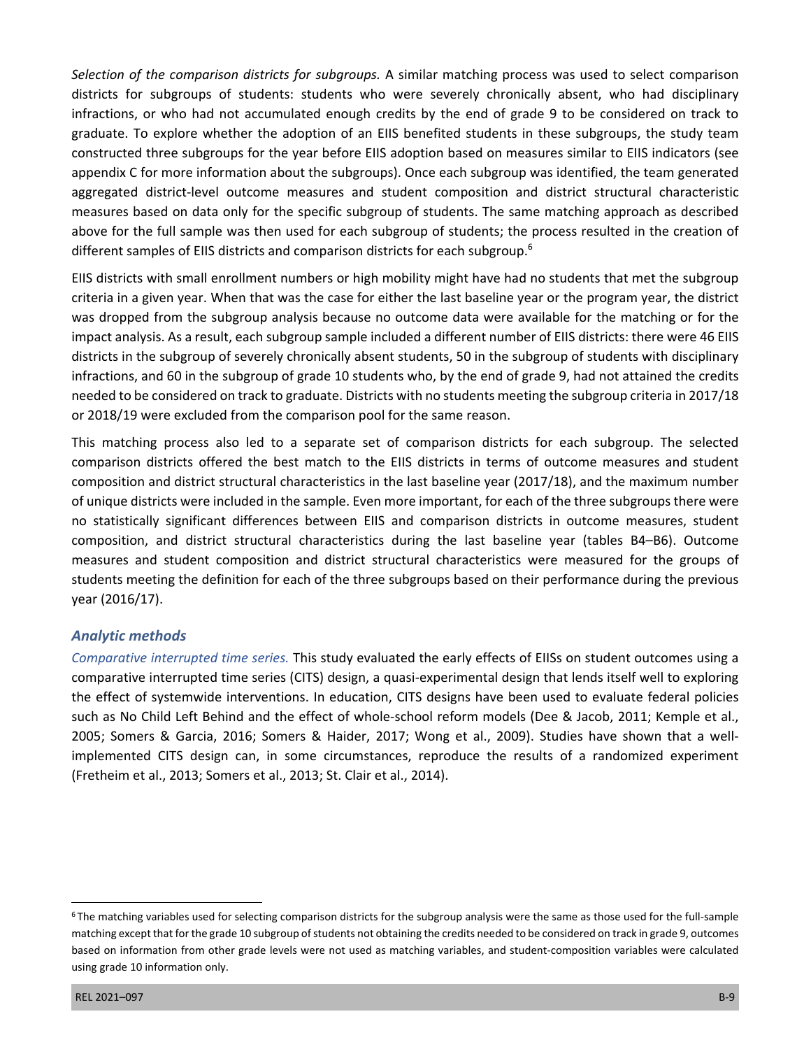*Selection of the comparison districts for subgroups.* A similar matching process was used to select comparison districts for subgroups of students: students who were severely chronically absent, who had disciplinary infractions, or who had not accumulated enough credits by the end of grade 9 to be considered on track to graduate. To explore whether the adoption of an EIIS benefited students in these subgroups, the study team constructed three subgroups for the year before EIIS adoption based on measures similar to EIIS indicators (see appendix C for more information about the subgroups). Once each subgroup was identified, the team generated aggregated district-level outcome measures and student composition and district structural characteristic measures based on data only for the specific subgroup of students. The same matching approach as described above for the full sample was then used for each subgroup of students; the process resulted in the creation of different samples of EIIS districts and comparison districts for each subgroup.[6]

EIIS districts with small enrollment numbers or high mobility might have had no students that met the subgroup criteria in a given year. When that was the case for either the last baseline year or the program year, the district was dropped from the subgroup analysis because no outcome data were available for the matching or for the impact analysis. As a result, each subgroup sample included a different number of EIIS districts: there were 46 EIIS districts in the subgroup of severely chronically absent students, 50 in the subgroup of students with disciplinary infractions, and 60 in the subgroup of grade 10 students who, by the end of grade 9, had not attained the credits needed to be considered on track to graduate. Districts with no students meeting the subgroup criteria in 2017/18 or 2018/19 were excluded from the comparison pool for the same reason.

This matching process also led to a separate set of comparison districts for each subgroup. The selected comparison districts offered the best match to the EIIS districts in terms of outcome measures and student composition and district structural characteristics in the last baseline year (2017/18), and the maximum number of unique districts were included in the sample. Even more important, for each of the three subgroups there were no statistically significant differences between EIIS and comparison districts in outcome measures, student composition, and district structural characteristics during the last baseline year (tables B4–B6). Outcome measures and student composition and district structural characteristics were measured for the groups of students meeting the definition for each of the three subgroups based on their performance during the previous year (2016/17).

### *Analytic methods*

*Comparative interrupted time series.* This study evaluated the early effects of EIISs on student outcomes using a comparative interrupted time series (CITS) design, a quasi-experimental design that lends itself well to exploring the effect of systemwide interventions. In education, CITS designs have been used to evaluate federal policies such as No Child Left Behind and the effect of whole-school reform models (Dee & Jacob, 2011; Kemple et al., 2005; Somers & Garcia, 2016; Somers & Haider, 2017; Wong et al., 2009). Studies have shown that a well-implemented CITS design can, in some circumstances, reproduce the results of a randomized experiment (Fretheim et al., 2013; Somers et al., 2013; St. Clair et al., 2014).

---

[6] The matching variables used for selecting comparison districts for the subgroup analysis were the same as those used for the full-sample matching except that for the grade 10 subgroup of students not obtaining the credits needed to be considered on track in grade 9, outcomes based on information from other grade levels were not used as matching variables, and student-composition variables were calculated using grade 10 information only.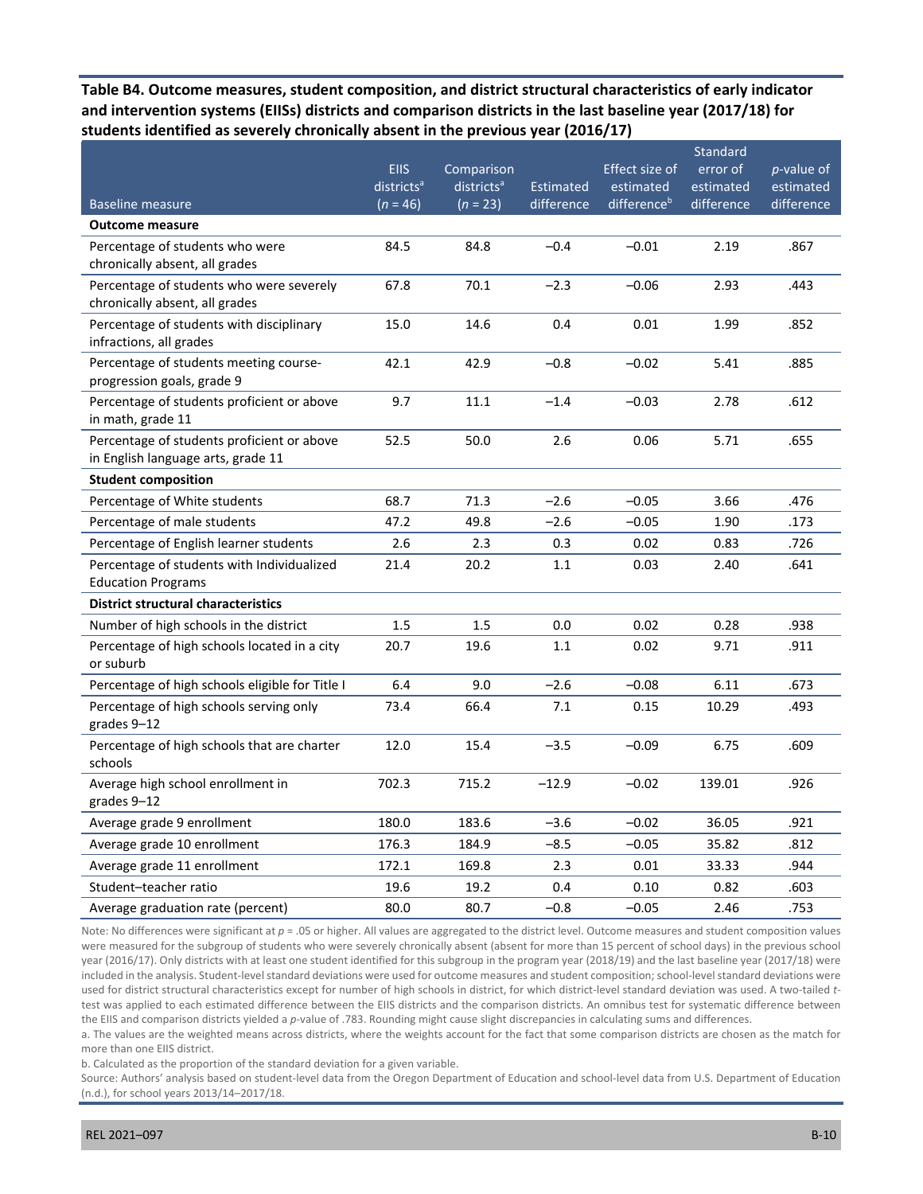**Table B4. Outcome measures, student composition, and district structural characteristics of early indicator and intervention systems (EIISs) districts and comparison districts in the last baseline year (2017/18) for students identified as severely chronically absent in the previous year (2016/17)**

| Baseline measure | EIIS districts[a] (*n* = 46) | Comparison districts[a] (*n* = 23) | Estimated difference | Effect size of estimated difference[b] | Standard error of estimated difference | *p*-value of estimated difference |
|---|---|---|---|---|---|---|
| **Outcome measure** | | | | | | |
| Percentage of students who were chronically absent, all grades | 84.5 | 84.8 | −0.4 | −0.01 | 2.19 | .867 |
| Percentage of students who were severely chronically absent, all grades | 67.8 | 70.1 | −2.3 | −0.06 | 2.93 | .443 |
| Percentage of students with disciplinary infractions, all grades | 15.0 | 14.6 | 0.4 | 0.01 | 1.99 | .852 |
| Percentage of students meeting course-progression goals, grade 9 | 42.1 | 42.9 | −0.8 | −0.02 | 5.41 | .885 |
| Percentage of students proficient or above in math, grade 11 | 9.7 | 11.1 | −1.4 | −0.03 | 2.78 | .612 |
| Percentage of students proficient or above in English language arts, grade 11 | 52.5 | 50.0 | 2.6 | 0.06 | 5.71 | .655 |
| **Student composition** | | | | | | |
| Percentage of White students | 68.7 | 71.3 | −2.6 | −0.05 | 3.66 | .476 |
| Percentage of male students | 47.2 | 49.8 | −2.6 | −0.05 | 1.90 | .173 |
| Percentage of English learner students | 2.6 | 2.3 | 0.3 | 0.02 | 0.83 | .726 |
| Percentage of students with Individualized Education Programs | 21.4 | 20.2 | 1.1 | 0.03 | 2.40 | .641 |
| **District structural characteristics** | | | | | | |
| Number of high schools in the district | 1.5 | 1.5 | 0.0 | 0.02 | 0.28 | .938 |
| Percentage of high schools located in a city or suburb | 20.7 | 19.6 | 1.1 | 0.02 | 9.71 | .911 |
| Percentage of high schools eligible for Title I | 6.4 | 9.0 | −2.6 | −0.08 | 6.11 | .673 |
| Percentage of high schools serving only grades 9–12 | 73.4 | 66.4 | 7.1 | 0.15 | 10.29 | .493 |
| Percentage of high schools that are charter schools | 12.0 | 15.4 | −3.5 | −0.09 | 6.75 | .609 |
| Average high school enrollment in grades 9–12 | 702.3 | 715.2 | −12.9 | −0.02 | 139.01 | .926 |
| Average grade 9 enrollment | 180.0 | 183.6 | −3.6 | −0.02 | 36.05 | .921 |
| Average grade 10 enrollment | 176.3 | 184.9 | −8.5 | −0.05 | 35.82 | .812 |
| Average grade 11 enrollment | 172.1 | 169.8 | 2.3 | 0.01 | 33.33 | .944 |
| Student–teacher ratio | 19.6 | 19.2 | 0.4 | 0.10 | 0.82 | .603 |
| Average graduation rate (percent) | 80.0 | 80.7 | −0.8 | −0.05 | 2.46 | .753 |

Note: No differences were significant at $p = .05$ or higher. All values are aggregated to the district level. Outcome measures and student composition values were measured for the subgroup of students who were severely chronically absent (absent for more than 15 percent of school days) in the previous school year (2016/17). Only districts with at least one student identified for this subgroup in the program year (2018/19) and the last baseline year (2017/18) were included in the analysis. Student-level standard deviations were used for outcome measures and student composition; school-level standard deviations were used for district structural characteristics except for number of high schools in district, for which district-level standard deviation was used. A two-tailed *t*-test was applied to each estimated difference between the EIIS districts and the comparison districts. An omnibus test for systematic difference between the EIIS and comparison districts yielded a *p*-value of .783. Rounding might cause slight discrepancies in calculating sums and differences.

a. The values are the weighted means across districts, where the weights account for the fact that some comparison districts are chosen as the match for more than one EIIS district.

b. Calculated as the proportion of the standard deviation for a given variable.

Source: Authors' analysis based on student-level data from the Oregon Department of Education and school-level data from U.S. Department of Education (n.d.), for school years 2013/14–2017/18.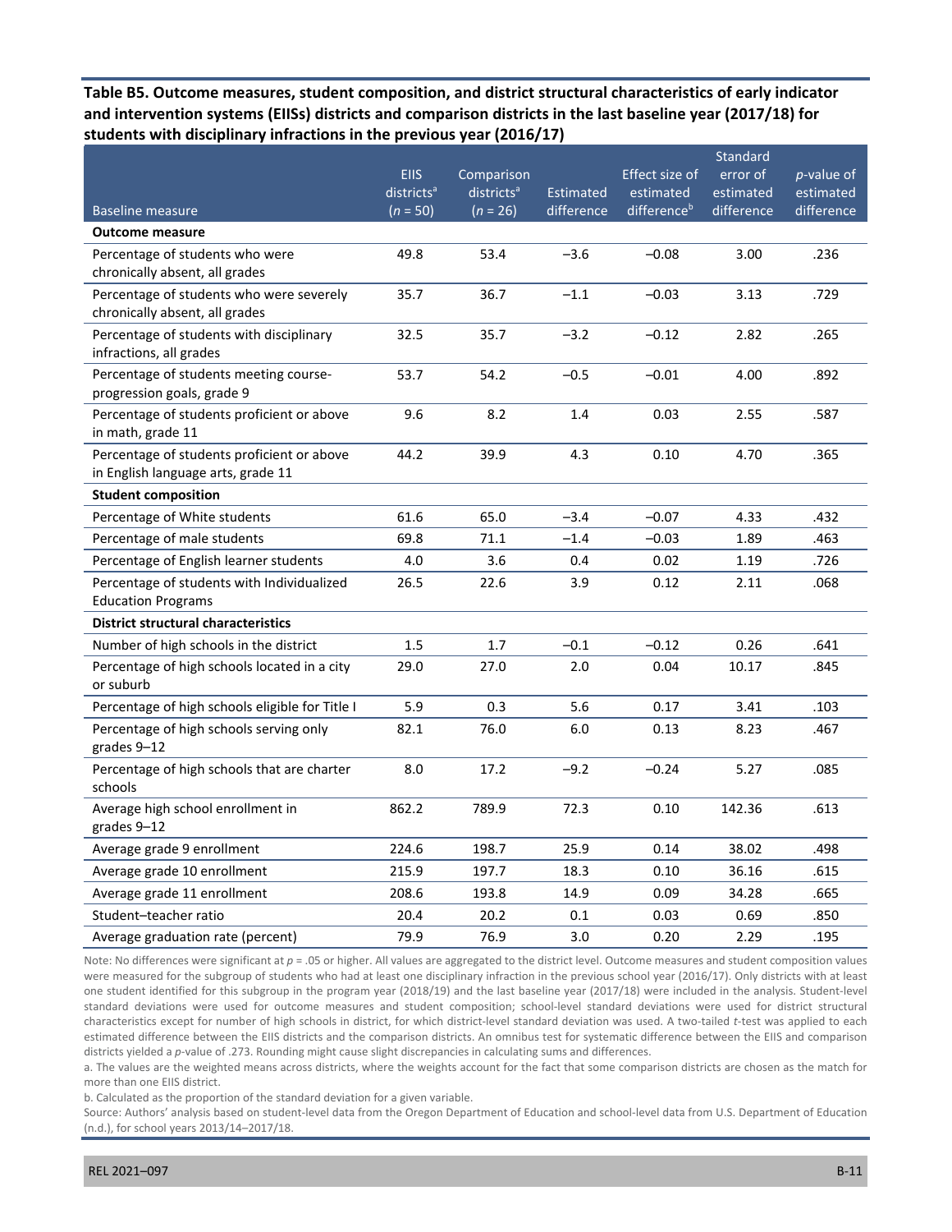**Table B5. Outcome measures, student composition, and district structural characteristics of early indicator and intervention systems (EIISs) districts and comparison districts in the last baseline year (2017/18) for students with disciplinary infractions in the previous year (2016/17)**

| Baseline measure | EIIS districts[a] ($n$ = 50) | Comparison districts[a] ($n$ = 26) | Estimated difference | Effect size of estimated difference[b] | Standard error of estimated difference | $p$-value of estimated difference |
|---|---|---|---|---|---|---|
| **Outcome measure** | | | | | | |
| Percentage of students who were chronically absent, all grades | 49.8 | 53.4 | −3.6 | −0.08 | 3.00 | .236 |
| Percentage of students who were severely chronically absent, all grades | 35.7 | 36.7 | −1.1 | −0.03 | 3.13 | .729 |
| Percentage of students with disciplinary infractions, all grades | 32.5 | 35.7 | −3.2 | −0.12 | 2.82 | .265 |
| Percentage of students meeting course-progression goals, grade 9 | 53.7 | 54.2 | −0.5 | −0.01 | 4.00 | .892 |
| Percentage of students proficient or above in math, grade 11 | 9.6 | 8.2 | 1.4 | 0.03 | 2.55 | .587 |
| Percentage of students proficient or above in English language arts, grade 11 | 44.2 | 39.9 | 4.3 | 0.10 | 4.70 | .365 |
| **Student composition** | | | | | | |
| Percentage of White students | 61.6 | 65.0 | −3.4 | −0.07 | 4.33 | .432 |
| Percentage of male students | 69.8 | 71.1 | −1.4 | −0.03 | 1.89 | .463 |
| Percentage of English learner students | 4.0 | 3.6 | 0.4 | 0.02 | 1.19 | .726 |
| Percentage of students with Individualized Education Programs | 26.5 | 22.6 | 3.9 | 0.12 | 2.11 | .068 |
| **District structural characteristics** | | | | | | |
| Number of high schools in the district | 1.5 | 1.7 | −0.1 | −0.12 | 0.26 | .641 |
| Percentage of high schools located in a city or suburb | 29.0 | 27.0 | 2.0 | 0.04 | 10.17 | .845 |
| Percentage of high schools eligible for Title I | 5.9 | 0.3 | 5.6 | 0.17 | 3.41 | .103 |
| Percentage of high schools serving only grades 9–12 | 82.1 | 76.0 | 6.0 | 0.13 | 8.23 | .467 |
| Percentage of high schools that are charter schools | 8.0 | 17.2 | −9.2 | −0.24 | 5.27 | .085 |
| Average high school enrollment in grades 9–12 | 862.2 | 789.9 | 72.3 | 0.10 | 142.36 | .613 |
| Average grade 9 enrollment | 224.6 | 198.7 | 25.9 | 0.14 | 38.02 | .498 |
| Average grade 10 enrollment | 215.9 | 197.7 | 18.3 | 0.10 | 36.16 | .615 |
| Average grade 11 enrollment | 208.6 | 193.8 | 14.9 | 0.09 | 34.28 | .665 |
| Student–teacher ratio | 20.4 | 20.2 | 0.1 | 0.03 | 0.69 | .850 |
| Average graduation rate (percent) | 79.9 | 76.9 | 3.0 | 0.20 | 2.29 | .195 |

Note: No differences were significant at $p$ = .05 or higher. All values are aggregated to the district level. Outcome measures and student composition values were measured for the subgroup of students who had at least one disciplinary infraction in the previous school year (2016/17). Only districts with at least one student identified for this subgroup in the program year (2018/19) and the last baseline year (2017/18) were included in the analysis. Student-level standard deviations were used for outcome measures and student composition; school-level standard deviations were used for district structural characteristics except for number of high schools in district, for which district-level standard deviation was used. A two-tailed $t$-test was applied to each estimated difference between the EIIS districts and the comparison districts. An omnibus test for systematic difference between the EIIS and comparison districts yielded a $p$-value of .273. Rounding might cause slight discrepancies in calculating sums and differences.

a. The values are the weighted means across districts, where the weights account for the fact that some comparison districts are chosen as the match for more than one EIIS district.

b. Calculated as the proportion of the standard deviation for a given variable.

Source: Authors' analysis based on student-level data from the Oregon Department of Education and school-level data from U.S. Department of Education (n.d.), for school years 2013/14–2017/18.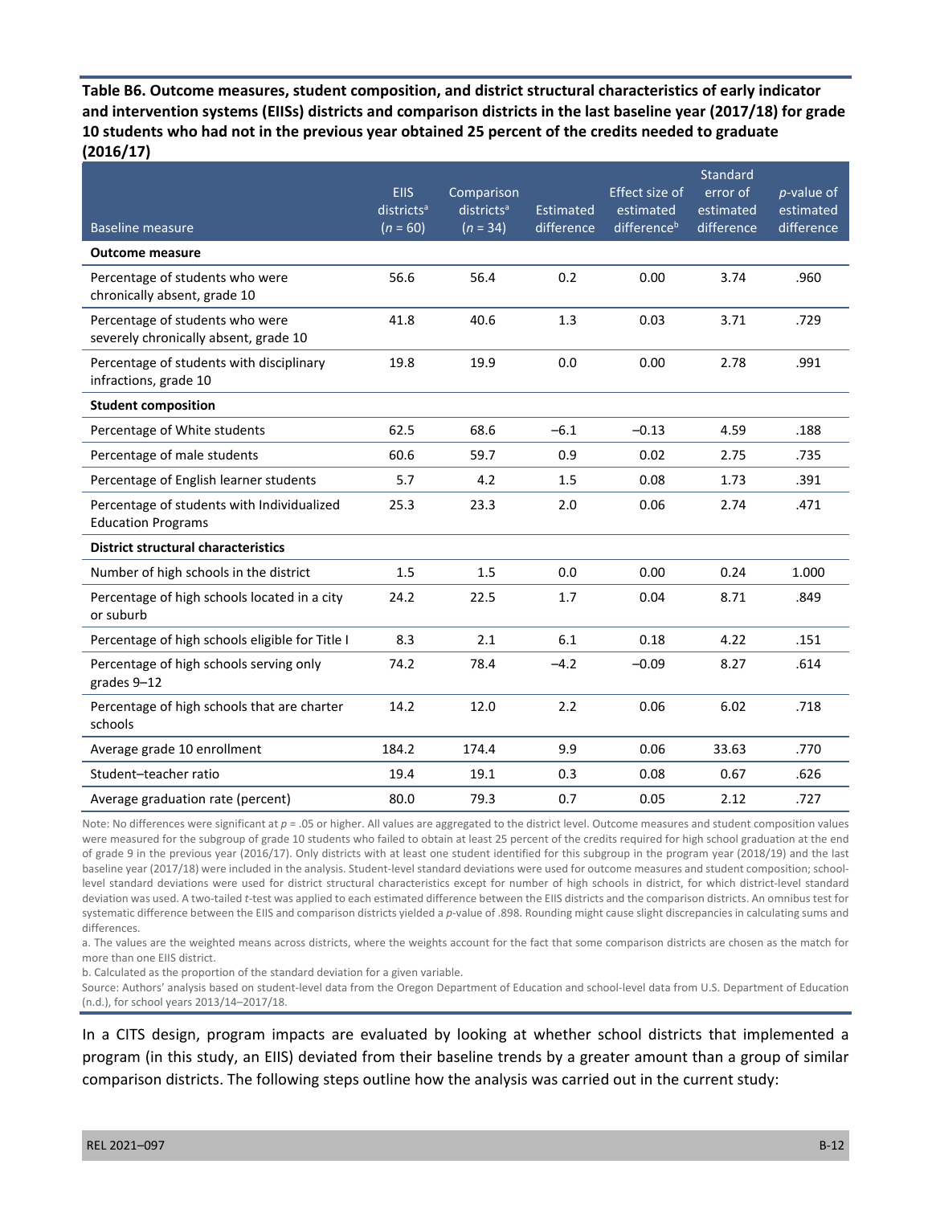**Table B6. Outcome measures, student composition, and district structural characteristics of early indicator and intervention systems (EIISs) districts and comparison districts in the last baseline year (2017/18) for grade 10 students who had not in the previous year obtained 25 percent of the credits needed to graduate (2016/17)**

| Baseline measure | EIIS districts[a] ($n$ = 60) | Comparison districts[a] ($n$ = 34) | Estimated difference | Effect size of estimated difference[b] | Standard error of estimated difference | $p$-value of estimated difference |
|---|---|---|---|---|---|---|
| **Outcome measure** | | | | | | |
| Percentage of students who were chronically absent, grade 10 | 56.6 | 56.4 | 0.2 | 0.00 | 3.74 | .960 |
| Percentage of students who were severely chronically absent, grade 10 | 41.8 | 40.6 | 1.3 | 0.03 | 3.71 | .729 |
| Percentage of students with disciplinary infractions, grade 10 | 19.8 | 19.9 | 0.0 | 0.00 | 2.78 | .991 |
| **Student composition** | | | | | | |
| Percentage of White students | 62.5 | 68.6 | –6.1 | –0.13 | 4.59 | .188 |
| Percentage of male students | 60.6 | 59.7 | 0.9 | 0.02 | 2.75 | .735 |
| Percentage of English learner students | 5.7 | 4.2 | 1.5 | 0.08 | 1.73 | .391 |
| Percentage of students with Individualized Education Programs | 25.3 | 23.3 | 2.0 | 0.06 | 2.74 | .471 |
| **District structural characteristics** | | | | | | |
| Number of high schools in the district | 1.5 | 1.5 | 0.0 | 0.00 | 0.24 | 1.000 |
| Percentage of high schools located in a city or suburb | 24.2 | 22.5 | 1.7 | 0.04 | 8.71 | .849 |
| Percentage of high schools eligible for Title I | 8.3 | 2.1 | 6.1 | 0.18 | 4.22 | .151 |
| Percentage of high schools serving only grades 9–12 | 74.2 | 78.4 | –4.2 | –0.09 | 8.27 | .614 |
| Percentage of high schools that are charter schools | 14.2 | 12.0 | 2.2 | 0.06 | 6.02 | .718 |
| Average grade 10 enrollment | 184.2 | 174.4 | 9.9 | 0.06 | 33.63 | .770 |
| Student–teacher ratio | 19.4 | 19.1 | 0.3 | 0.08 | 0.67 | .626 |
| Average graduation rate (percent) | 80.0 | 79.3 | 0.7 | 0.05 | 2.12 | .727 |

Note: No differences were significant at $p$ = .05 or higher. All values are aggregated to the district level. Outcome measures and student composition values were measured for the subgroup of grade 10 students who failed to obtain at least 25 percent of the credits required for high school graduation at the end of grade 9 in the previous year (2016/17). Only districts with at least one student identified for this subgroup in the program year (2018/19) and the last baseline year (2017/18) were included in the analysis. Student-level standard deviations were used for outcome measures and student composition; school-level standard deviations were used for district structural characteristics except for number of high schools in district, for which district-level standard deviation was used. A two-tailed $t$-test was applied to each estimated difference between the EIIS districts and the comparison districts. An omnibus test for systematic difference between the EIIS and comparison districts yielded a $p$-value of .898. Rounding might cause slight discrepancies in calculating sums and differences.

a. The values are the weighted means across districts, where the weights account for the fact that some comparison districts are chosen as the match for more than one EIIS district.

b. Calculated as the proportion of the standard deviation for a given variable.

Source: Authors' analysis based on student-level data from the Oregon Department of Education and school-level data from U.S. Department of Education (n.d.), for school years 2013/14–2017/18.

In a CITS design, program impacts are evaluated by looking at whether school districts that implemented a program (in this study, an EIIS) deviated from their baseline trends by a greater amount than a group of similar comparison districts. The following steps outline how the analysis was carried out in the current study: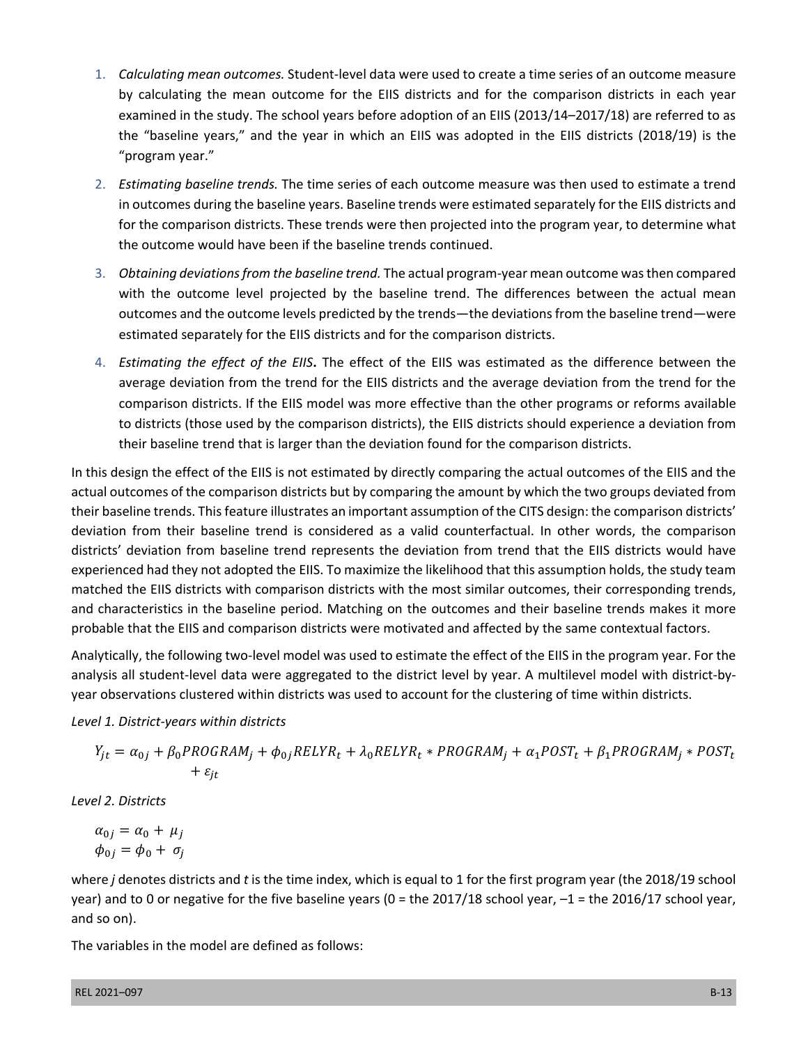1. *Calculating mean outcomes.* Student-level data were used to create a time series of an outcome measure by calculating the mean outcome for the EIIS districts and for the comparison districts in each year examined in the study. The school years before adoption of an EIIS (2013/14–2017/18) are referred to as the "baseline years," and the year in which an EIIS was adopted in the EIIS districts (2018/19) is the "program year."

2. *Estimating baseline trends.* The time series of each outcome measure was then used to estimate a trend in outcomes during the baseline years. Baseline trends were estimated separately for the EIIS districts and for the comparison districts. These trends were then projected into the program year, to determine what the outcome would have been if the baseline trends continued.

3. *Obtaining deviations from the baseline trend.* The actual program-year mean outcome was then compared with the outcome level projected by the baseline trend. The differences between the actual mean outcomes and the outcome levels predicted by the trends—the deviations from the baseline trend—were estimated separately for the EIIS districts and for the comparison districts.

4. *Estimating the effect of the EIIS***.** The effect of the EIIS was estimated as the difference between the average deviation from the trend for the EIIS districts and the average deviation from the trend for the comparison districts. If the EIIS model was more effective than the other programs or reforms available to districts (those used by the comparison districts), the EIIS districts should experience a deviation from their baseline trend that is larger than the deviation found for the comparison districts.

In this design the effect of the EIIS is not estimated by directly comparing the actual outcomes of the EIIS and the actual outcomes of the comparison districts but by comparing the amount by which the two groups deviated from their baseline trends. This feature illustrates an important assumption of the CITS design: the comparison districts' deviation from their baseline trend is considered as a valid counterfactual. In other words, the comparison districts' deviation from baseline trend represents the deviation from trend that the EIIS districts would have experienced had they not adopted the EIIS. To maximize the likelihood that this assumption holds, the study team matched the EIIS districts with comparison districts with the most similar outcomes, their corresponding trends, and characteristics in the baseline period. Matching on the outcomes and their baseline trends makes it more probable that the EIIS and comparison districts were motivated and affected by the same contextual factors.

Analytically, the following two-level model was used to estimate the effect of the EIIS in the program year. For the analysis all student-level data were aggregated to the district level by year. A multilevel model with district-by-year observations clustered within districts was used to account for the clustering of time within districts.

*Level 1. District-years within districts*

$$Y_{jt} = \alpha_{0j} + \beta_0 PROGRAM_j + \phi_{0j} RELYR_t + \lambda_0 RELYR_t * PROGRAM_j + \alpha_1 POST_t + \beta_1 PROGRAM_j * POST_t + \varepsilon_{jt}$$

*Level 2. Districts*

$$\alpha_{0j} = \alpha_0 + \mu_j$$
$$\phi_{0j} = \phi_0 + \sigma_j$$

where *j* denotes districts and *t* is the time index, which is equal to 1 for the first program year (the 2018/19 school year) and to 0 or negative for the five baseline years (0 = the 2017/18 school year, –1 = the 2016/17 school year, and so on).

The variables in the model are defined as follows: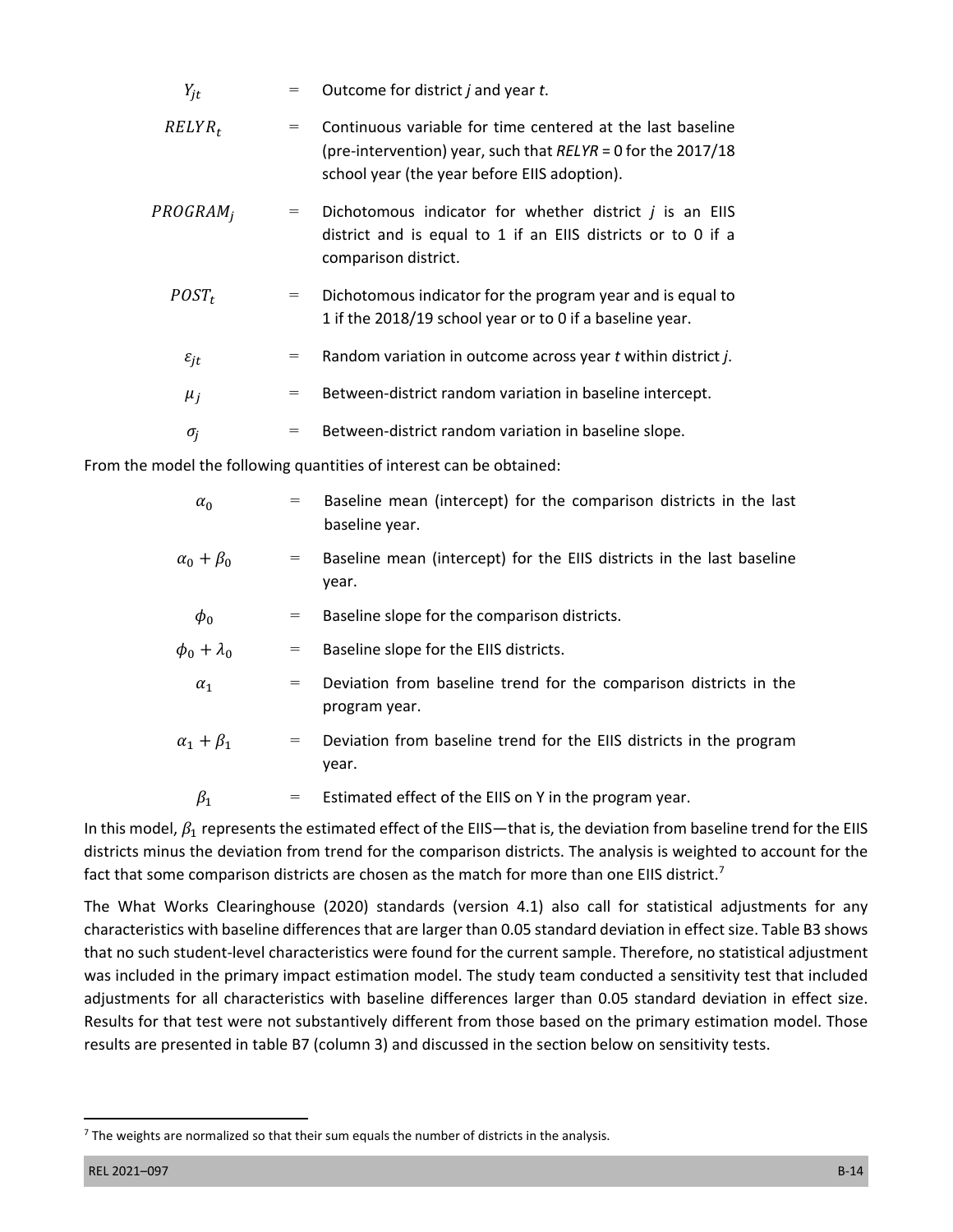$Y_{jt}$ = Outcome for district *j* and year *t*.

$RELYR_t$ = Continuous variable for time centered at the last baseline (pre-intervention) year, such that *RELYR* = 0 for the 2017/18 school year (the year before EIIS adoption).

$PROGRAM_j$ = Dichotomous indicator for whether district *j* is an EIIS district and is equal to 1 if an EIIS districts or to 0 if a comparison district.

$POST_t$ = Dichotomous indicator for the program year and is equal to 1 if the 2018/19 school year or to 0 if a baseline year.

$\varepsilon_{jt}$ = Random variation in outcome across year *t* within district *j*.

$\mu_j$ = Between-district random variation in baseline intercept.

$\sigma_j$ = Between-district random variation in baseline slope.

From the model the following quantities of interest can be obtained:

$\alpha_0$ = Baseline mean (intercept) for the comparison districts in the last baseline year.

$\alpha_0 + \beta_0$ = Baseline mean (intercept) for the EIIS districts in the last baseline year.

$\phi_0$ = Baseline slope for the comparison districts.

$\phi_0 + \lambda_0$ = Baseline slope for the EIIS districts.

$\alpha_1$ = Deviation from baseline trend for the comparison districts in the program year.

$\alpha_1 + \beta_1$ = Deviation from baseline trend for the EIIS districts in the program year.

$\beta_1$ = Estimated effect of the EIIS on Y in the program year.

In this model, $\beta_1$ represents the estimated effect of the EIIS—that is, the deviation from baseline trend for the EIIS districts minus the deviation from trend for the comparison districts. The analysis is weighted to account for the fact that some comparison districts are chosen as the match for more than one EIIS district.[7]

The What Works Clearinghouse (2020) standards (version 4.1) also call for statistical adjustments for any characteristics with baseline differences that are larger than 0.05 standard deviation in effect size. Table B3 shows that no such student-level characteristics were found for the current sample. Therefore, no statistical adjustment was included in the primary impact estimation model. The study team conducted a sensitivity test that included adjustments for all characteristics with baseline differences larger than 0.05 standard deviation in effect size. Results for that test were not substantively different from those based on the primary estimation model. Those results are presented in table B7 (column 3) and discussed in the section below on sensitivity tests.

[7] The weights are normalized so that their sum equals the number of districts in the analysis.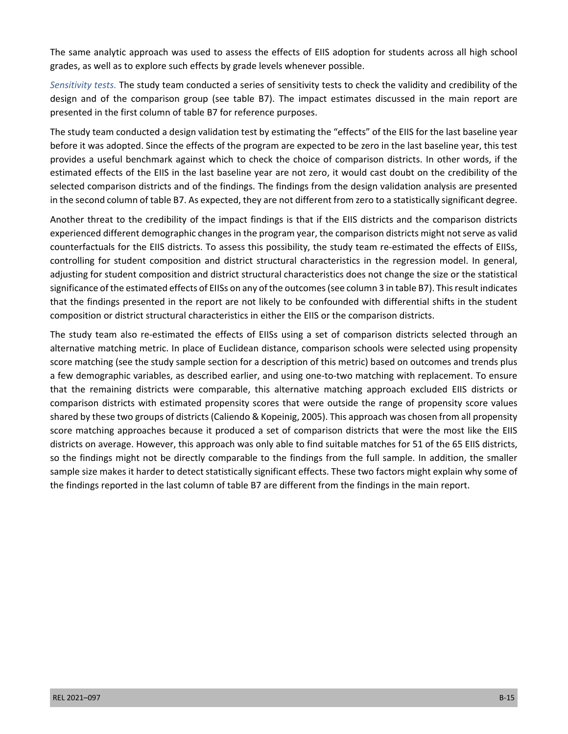The same analytic approach was used to assess the effects of EIIS adoption for students across all high school grades, as well as to explore such effects by grade levels whenever possible.

*Sensitivity tests.* The study team conducted a series of sensitivity tests to check the validity and credibility of the design and of the comparison group (see table B7). The impact estimates discussed in the main report are presented in the first column of table B7 for reference purposes.

The study team conducted a design validation test by estimating the "effects" of the EIIS for the last baseline year before it was adopted. Since the effects of the program are expected to be zero in the last baseline year, this test provides a useful benchmark against which to check the choice of comparison districts. In other words, if the estimated effects of the EIIS in the last baseline year are not zero, it would cast doubt on the credibility of the selected comparison districts and of the findings. The findings from the design validation analysis are presented in the second column of table B7. As expected, they are not different from zero to a statistically significant degree.

Another threat to the credibility of the impact findings is that if the EIIS districts and the comparison districts experienced different demographic changes in the program year, the comparison districts might not serve as valid counterfactuals for the EIIS districts. To assess this possibility, the study team re-estimated the effects of EIISs, controlling for student composition and district structural characteristics in the regression model. In general, adjusting for student composition and district structural characteristics does not change the size or the statistical significance of the estimated effects of EIISs on any of the outcomes (see column 3 in table B7). This result indicates that the findings presented in the report are not likely to be confounded with differential shifts in the student composition or district structural characteristics in either the EIIS or the comparison districts.

The study team also re-estimated the effects of EIISs using a set of comparison districts selected through an alternative matching metric. In place of Euclidean distance, comparison schools were selected using propensity score matching (see the study sample section for a description of this metric) based on outcomes and trends plus a few demographic variables, as described earlier, and using one-to-two matching with replacement. To ensure that the remaining districts were comparable, this alternative matching approach excluded EIIS districts or comparison districts with estimated propensity scores that were outside the range of propensity score values shared by these two groups of districts (Caliendo & Kopeinig, 2005). This approach was chosen from all propensity score matching approaches because it produced a set of comparison districts that were the most like the EIIS districts on average. However, this approach was only able to find suitable matches for 51 of the 65 EIIS districts, so the findings might not be directly comparable to the findings from the full sample. In addition, the smaller sample size makes it harder to detect statistically significant effects. These two factors might explain why some of the findings reported in the last column of table B7 are different from the findings in the main report.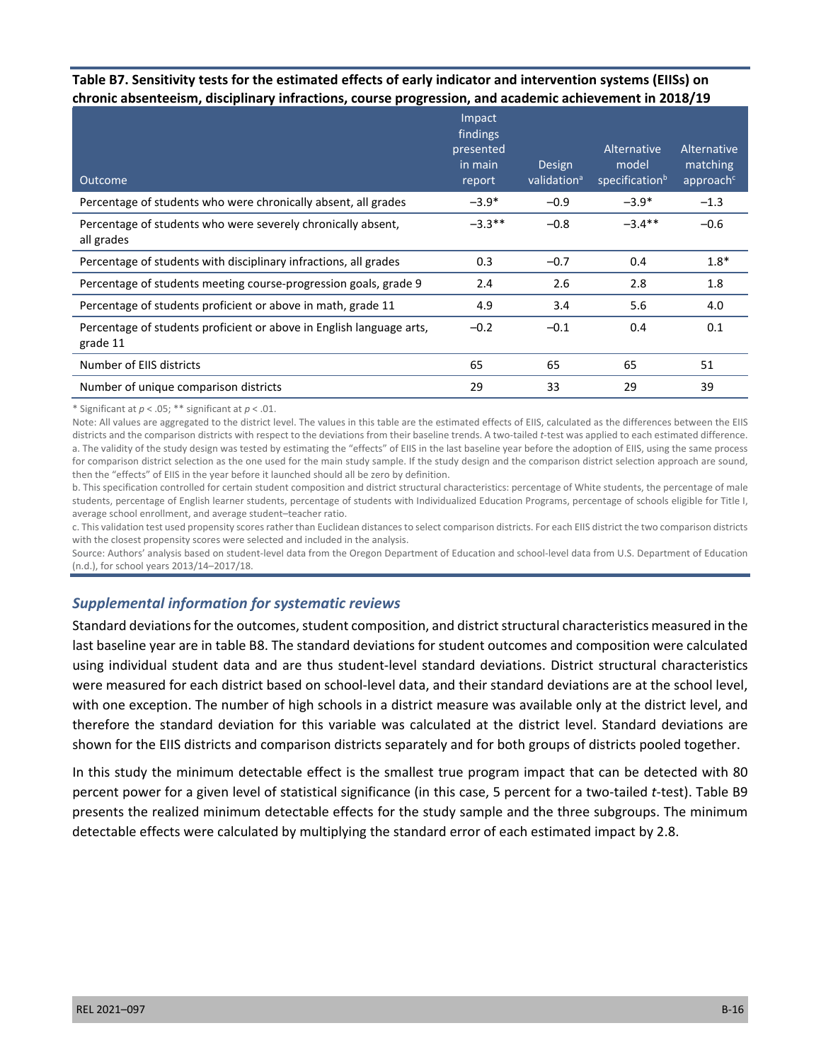**Table B7. Sensitivity tests for the estimated effects of early indicator and intervention systems (EIISs) on chronic absenteeism, disciplinary infractions, course progression, and academic achievement in 2018/19**

| Outcome | Impact findings presented in main report | Design validation[a] | Alternative model specification[b] | Alternative matching approach[c] |
|---|---|---|---|---|
| Percentage of students who were chronically absent, all grades | −3.9* | −0.9 | −3.9* | −1.3 |
| Percentage of students who were severely chronically absent, all grades | −3.3** | −0.8 | −3.4** | −0.6 |
| Percentage of students with disciplinary infractions, all grades | 0.3 | −0.7 | 0.4 | 1.8* |
| Percentage of students meeting course-progression goals, grade 9 | 2.4 | 2.6 | 2.8 | 1.8 |
| Percentage of students proficient or above in math, grade 11 | 4.9 | 3.4 | 5.6 | 4.0 |
| Percentage of students proficient or above in English language arts, grade 11 | −0.2 | −0.1 | 0.4 | 0.1 |
| Number of EIIS districts | 65 | 65 | 65 | 51 |
| Number of unique comparison districts | 29 | 33 | 29 | 39 |

* Significant at $p < .05$; ** significant at $p < .01$.

Note: All values are aggregated to the district level. The values in this table are the estimated effects of EIIS, calculated as the differences between the EIIS districts and the comparison districts with respect to the deviations from their baseline trends. A two-tailed *t*-test was applied to each estimated difference.

a. The validity of the study design was tested by estimating the "effects" of EIIS in the last baseline year before the adoption of EIIS, using the same process for comparison district selection as the one used for the main study sample. If the study design and the comparison district selection approach are sound, then the "effects" of EIIS in the year before it launched should all be zero by definition.

b. This specification controlled for certain student composition and district structural characteristics: percentage of White students, the percentage of male students, percentage of English learner students, percentage of students with Individualized Education Programs, percentage of schools eligible for Title I, average school enrollment, and average student–teacher ratio.

c. This validation test used propensity scores rather than Euclidean distances to select comparison districts. For each EIIS district the two comparison districts with the closest propensity scores were selected and included in the analysis.

Source: Authors' analysis based on student-level data from the Oregon Department of Education and school-level data from U.S. Department of Education (n.d.), for school years 2013/14–2017/18.

### *Supplemental information for systematic reviews*

Standard deviations for the outcomes, student composition, and district structural characteristics measured in the last baseline year are in table B8. The standard deviations for student outcomes and composition were calculated using individual student data and are thus student-level standard deviations. District structural characteristics were measured for each district based on school-level data, and their standard deviations are at the school level, with one exception. The number of high schools in a district measure was available only at the district level, and therefore the standard deviation for this variable was calculated at the district level. Standard deviations are shown for the EIIS districts and comparison districts separately and for both groups of districts pooled together.

In this study the minimum detectable effect is the smallest true program impact that can be detected with 80 percent power for a given level of statistical significance (in this case, 5 percent for a two-tailed *t*-test). Table B9 presents the realized minimum detectable effects for the study sample and the three subgroups. The minimum detectable effects were calculated by multiplying the standard error of each estimated impact by 2.8.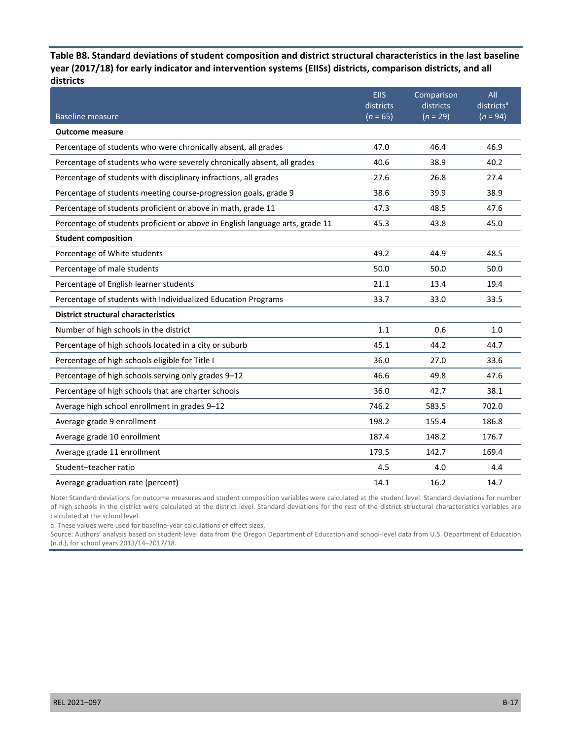**Table B8. Standard deviations of student composition and district structural characteristics in the last baseline year (2017/18) for early indicator and intervention systems (EIISs) districts, comparison districts, and all districts**

| Baseline measure | EIIS districts (*n* = 65) | Comparison districts (*n* = 29) | All districts[a] (*n* = 94) |
|---|---|---|---|
| **Outcome measure** | | | |
| Percentage of students who were chronically absent, all grades | 47.0 | 46.4 | 46.9 |
| Percentage of students who were severely chronically absent, all grades | 40.6 | 38.9 | 40.2 |
| Percentage of students with disciplinary infractions, all grades | 27.6 | 26.8 | 27.4 |
| Percentage of students meeting course-progression goals, grade 9 | 38.6 | 39.9 | 38.9 |
| Percentage of students proficient or above in math, grade 11 | 47.3 | 48.5 | 47.6 |
| Percentage of students proficient or above in English language arts, grade 11 | 45.3 | 43.8 | 45.0 |
| **Student composition** | | | |
| Percentage of White students | 49.2 | 44.9 | 48.5 |
| Percentage of male students | 50.0 | 50.0 | 50.0 |
| Percentage of English learner students | 21.1 | 13.4 | 19.4 |
| Percentage of students with Individualized Education Programs | 33.7 | 33.0 | 33.5 |
| **District structural characteristics** | | | |
| Number of high schools in the district | 1.1 | 0.6 | 1.0 |
| Percentage of high schools located in a city or suburb | 45.1 | 44.2 | 44.7 |
| Percentage of high schools eligible for Title I | 36.0 | 27.0 | 33.6 |
| Percentage of high schools serving only grades 9–12 | 46.6 | 49.8 | 47.6 |
| Percentage of high schools that are charter schools | 36.0 | 42.7 | 38.1 |
| Average high school enrollment in grades 9–12 | 746.2 | 583.5 | 702.0 |
| Average grade 9 enrollment | 198.2 | 155.4 | 186.8 |
| Average grade 10 enrollment | 187.4 | 148.2 | 176.7 |
| Average grade 11 enrollment | 179.5 | 142.7 | 169.4 |
| Student–teacher ratio | 4.5 | 4.0 | 4.4 |
| Average graduation rate (percent) | 14.1 | 16.2 | 14.7 |

Note: Standard deviations for outcome measures and student composition variables were calculated at the student level. Standard deviations for number of high schools in the district were calculated at the district level. Standard deviations for the rest of the district structural characteristics variables are calculated at the school level.

a. These values were used for baseline-year calculations of effect sizes.

Source: Authors' analysis based on student-level data from the Oregon Department of Education and school-level data from U.S. Department of Education (n.d.), for school years 2013/14–2017/18.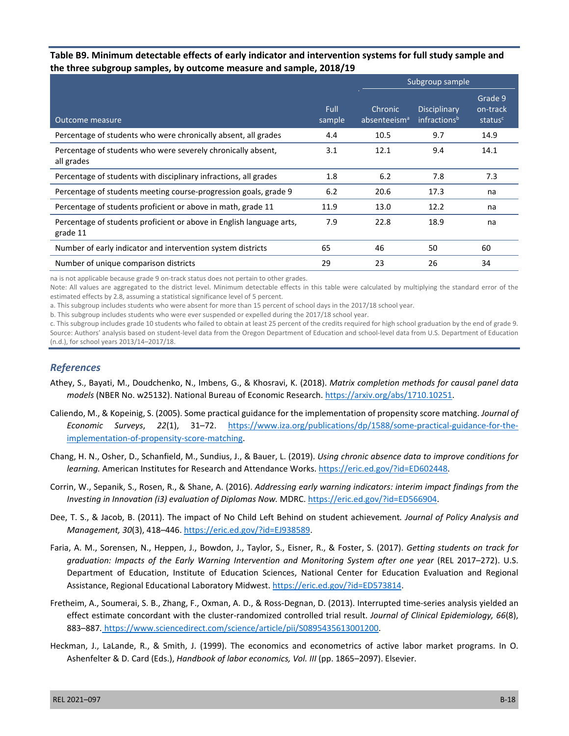**Table B9. Minimum detectable effects of early indicator and intervention systems for full study sample and the three subgroup samples, by outcome measure and sample, 2018/19**

| | | Subgroup sample | | |
|---|---|---|---|---|
| Outcome measure | Full sample | Chronic absenteeism[a] | Disciplinary infractions[b] | Grade 9 on-track status[c] |
| Percentage of students who were chronically absent, all grades | 4.4 | 10.5 | 9.7 | 14.9 |
| Percentage of students who were severely chronically absent, all grades | 3.1 | 12.1 | 9.4 | 14.1 |
| Percentage of students with disciplinary infractions, all grades | 1.8 | 6.2 | 7.8 | 7.3 |
| Percentage of students meeting course-progression goals, grade 9 | 6.2 | 20.6 | 17.3 | na |
| Percentage of students proficient or above in math, grade 11 | 11.9 | 13.0 | 12.2 | na |
| Percentage of students proficient or above in English language arts, grade 11 | 7.9 | 22.8 | 18.9 | na |
| Number of early indicator and intervention system districts | 65 | 46 | 50 | 60 |
| Number of unique comparison districts | 29 | 23 | 26 | 34 |

na is not applicable because grade 9 on-track status does not pertain to other grades.

Note: All values are aggregated to the district level. Minimum detectable effects in this table were calculated by multiplying the standard error of the estimated effects by 2.8, assuming a statistical significance level of 5 percent.

a. This subgroup includes students who were absent for more than 15 percent of school days in the 2017/18 school year.

b. This subgroup includes students who were ever suspended or expelled during the 2017/18 school year.

c. This subgroup includes grade 10 students who failed to obtain at least 25 percent of the credits required for high school graduation by the end of grade 9.

Source: Authors' analysis based on student-level data from the Oregon Department of Education and school-level data from U.S. Department of Education (n.d.), for school years 2013/14–2017/18.

## References

Athey, S., Bayati, M., Doudchenko, N., Imbens, G., & Khosravi, K. (2018). *Matrix completion methods for causal panel data models* (NBER No. w25132). National Bureau of Economic Research. https://arxiv.org/abs/1710.10251.

Caliendo, M., & Kopeinig, S. (2005). Some practical guidance for the implementation of propensity score matching. *Journal of Economic Surveys*, *22*(1), 31–72. https://www.iza.org/publications/dp/1588/some-practical-guidance-for-the-implementation-of-propensity-score-matching.

Chang, H. N., Osher, D., Schanfield, M., Sundius, J., & Bauer, L. (2019). *Using chronic absence data to improve conditions for learning.* American Institutes for Research and Attendance Works. https://eric.ed.gov/?id=ED602448.

Corrin, W., Sepanik, S., Rosen, R., & Shane, A. (2016). *Addressing early warning indicators: interim impact findings from the Investing in Innovation (i3) evaluation of Diplomas Now.* MDRC. https://eric.ed.gov/?id=ED566904.

Dee, T. S., & Jacob, B. (2011). The impact of No Child Left Behind on student achievement. *Journal of Policy Analysis and Management, 30*(3), 418–446. https://eric.ed.gov/?id=EJ938589.

Faria, A. M., Sorensen, N., Heppen, J., Bowdon, J., Taylor, S., Eisner, R., & Foster, S. (2017). *Getting students on track for graduation: Impacts of the Early Warning Intervention and Monitoring System after one year* (REL 2017–272). U.S. Department of Education, Institute of Education Sciences, National Center for Education Evaluation and Regional Assistance, Regional Educational Laboratory Midwest. https://eric.ed.gov/?id=ED573814.

Fretheim, A., Soumerai, S. B., Zhang, F., Oxman, A. D., & Ross-Degnan, D. (2013). Interrupted time-series analysis yielded an effect estimate concordant with the cluster-randomized controlled trial result. *Journal of Clinical Epidemiology, 66*(8), 883–887. https://www.sciencedirect.com/science/article/pii/S0895435613001200.

Heckman, J., LaLande, R., & Smith, J. (1999). The economics and econometrics of active labor market programs. In O. Ashenfelter & D. Card (Eds.), *Handbook of labor economics, Vol. III* (pp. 1865–2097). Elsevier.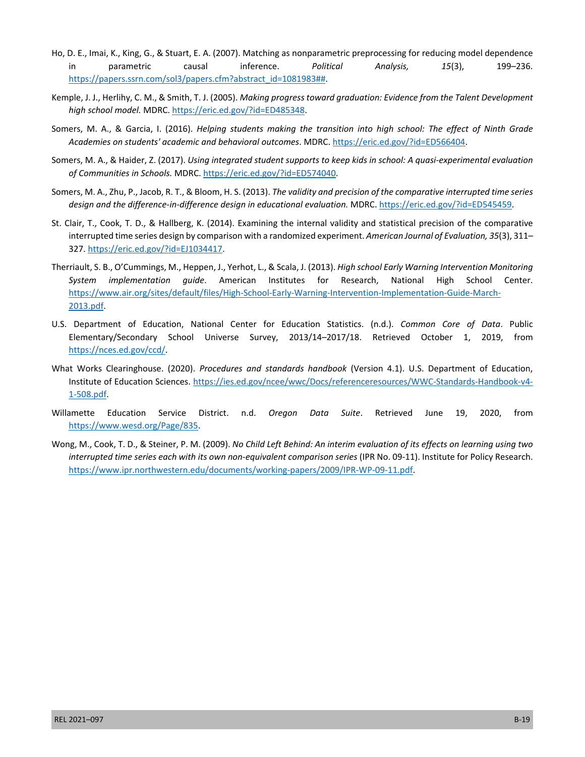Ho, D. E., Imai, K., King, G., & Stuart, E. A. (2007). Matching as nonparametric preprocessing for reducing model dependence in parametric causal inference. *Political Analysis, 15*(3), 199–236. https://papers.ssrn.com/sol3/papers.cfm?abstract_id=1081983##.

Kemple, J. J., Herlihy, C. M., & Smith, T. J. (2005). *Making progress toward graduation: Evidence from the Talent Development high school model.* MDRC. https://eric.ed.gov/?id=ED485348.

Somers, M. A., & Garcia, I. (2016). *Helping students making the transition into high school: The effect of Ninth Grade Academies on students' academic and behavioral outcomes*. MDRC. https://eric.ed.gov/?id=ED566404.

Somers, M. A., & Haider, Z. (2017). *Using integrated student supports to keep kids in school: A quasi-experimental evaluation of Communities in Schools.* MDRC. https://eric.ed.gov/?id=ED574040.

Somers, M. A., Zhu, P., Jacob, R. T., & Bloom, H. S. (2013). *The validity and precision of the comparative interrupted time series design and the difference-in-difference design in educational evaluation.* MDRC. https://eric.ed.gov/?id=ED545459.

St. Clair, T., Cook, T. D., & Hallberg, K. (2014). Examining the internal validity and statistical precision of the comparative interrupted time series design by comparison with a randomized experiment. *American Journal of Evaluation, 35*(3), 311–327. https://eric.ed.gov/?id=EJ1034417.

Therriault, S. B., O'Cummings, M., Heppen, J., Yerhot, L., & Scala, J. (2013). *High school Early Warning Intervention Monitoring System implementation guide*. American Institutes for Research, National High School Center. https://www.air.org/sites/default/files/High-School-Early-Warning-Intervention-Implementation-Guide-March-2013.pdf.

U.S. Department of Education, National Center for Education Statistics. (n.d.). *Common Core of Data*. Public Elementary/Secondary School Universe Survey, 2013/14–2017/18. Retrieved October 1, 2019, from https://nces.ed.gov/ccd/.

What Works Clearinghouse. (2020). *Procedures and standards handbook* (Version 4.1). U.S. Department of Education, Institute of Education Sciences. https://ies.ed.gov/ncee/wwc/Docs/referenceresources/WWC-Standards-Handbook-v4-1-508.pdf.

Willamette Education Service District. n.d. *Oregon Data Suite*. Retrieved June 19, 2020, from https://www.wesd.org/Page/835.

Wong, M., Cook, T. D., & Steiner, P. M. (2009). *No Child Left Behind: An interim evaluation of its effects on learning using two interrupted time series each with its own non-equivalent comparison series* (IPR No. 09-11). Institute for Policy Research. https://www.ipr.northwestern.edu/documents/working-papers/2009/IPR-WP-09-11.pdf.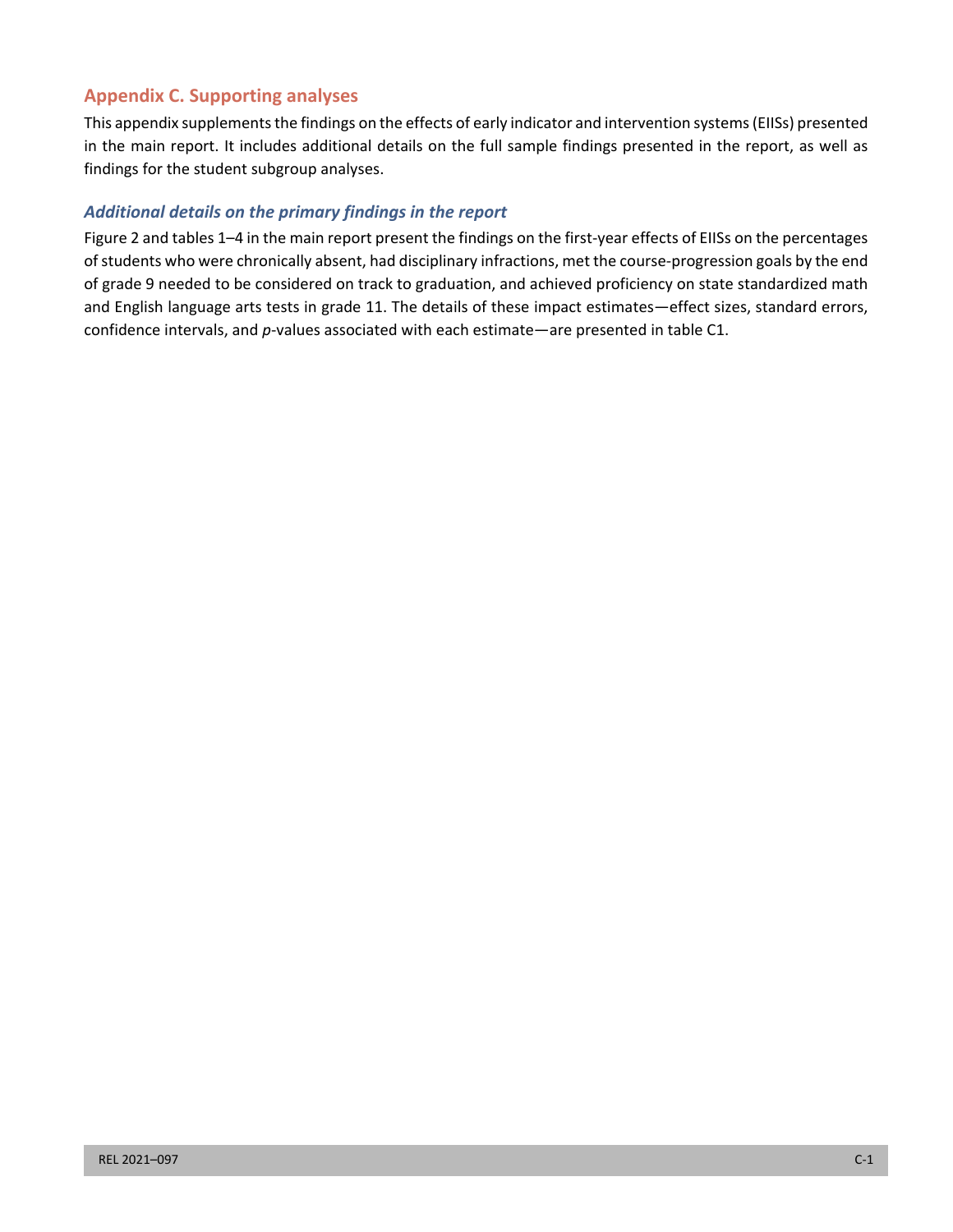## Appendix C. Supporting analyses

This appendix supplements the findings on the effects of early indicator and intervention systems (EIISs) presented in the main report. It includes additional details on the full sample findings presented in the report, as well as findings for the student subgroup analyses.

### *Additional details on the primary findings in the report*

Figure 2 and tables 1–4 in the main report present the findings on the first-year effects of EIISs on the percentages of students who were chronically absent, had disciplinary infractions, met the course-progression goals by the end of grade 9 needed to be considered on track to graduation, and achieved proficiency on state standardized math and English language arts tests in grade 11. The details of these impact estimates—effect sizes, standard errors, confidence intervals, and *p*-values associated with each estimate—are presented in table C1.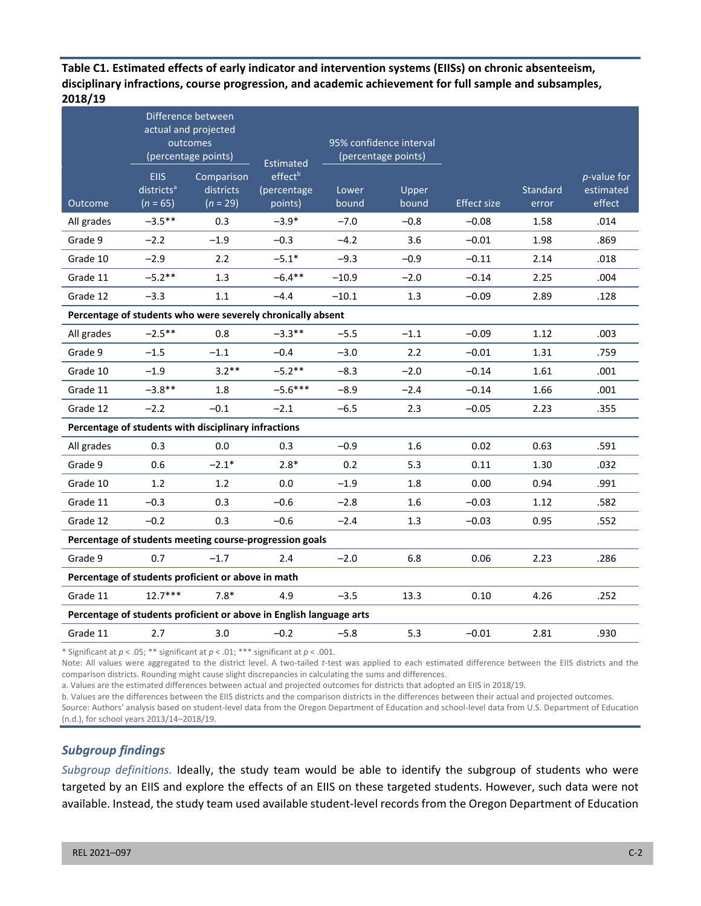**Table C1. Estimated effects of early indicator and intervention systems (EIISs) on chronic absenteeism, disciplinary infractions, course progression, and academic achievement for full sample and subsamples, 2018/19**

| Outcome | Difference between actual and projected outcomes (percentage points) | | Estimated effect[b] (percentage points) | 95% confidence interval (percentage points) | | Effect size | Standard error | *p*-value for estimated effect |
|---|---|---|---|---|---|---|---|---|
| | EIIS districts[a] (*n* = 65) | Comparison districts (*n* = 29) | | Lower bound | Upper bound | | | |
| All grades | −3.5** | 0.3 | −3.9* | −7.0 | −0.8 | −0.08 | 1.58 | .014 |
| Grade 9 | −2.2 | −1.9 | −0.3 | −4.2 | 3.6 | −0.01 | 1.98 | .869 |
| Grade 10 | −2.9 | 2.2 | −5.1* | −9.3 | −0.9 | −0.11 | 2.14 | .018 |
| Grade 11 | −5.2** | 1.3 | −6.4** | −10.9 | −2.0 | −0.14 | 2.25 | .004 |
| Grade 12 | −3.3 | 1.1 | −4.4 | −10.1 | 1.3 | −0.09 | 2.89 | .128 |
| **Percentage of students who were severely chronically absent** | | | | | | | | |
| All grades | −2.5** | 0.8 | −3.3** | −5.5 | −1.1 | −0.09 | 1.12 | .003 |
| Grade 9 | −1.5 | −1.1 | −0.4 | −3.0 | 2.2 | −0.01 | 1.31 | .759 |
| Grade 10 | −1.9 | 3.2** | −5.2** | −8.3 | −2.0 | −0.14 | 1.61 | .001 |
| Grade 11 | −3.8** | 1.8 | −5.6*** | −8.9 | −2.4 | −0.14 | 1.66 | .001 |
| Grade 12 | −2.2 | −0.1 | −2.1 | −6.5 | 2.3 | −0.05 | 2.23 | .355 |
| **Percentage of students with disciplinary infractions** | | | | | | | | |
| All grades | 0.3 | 0.0 | 0.3 | −0.9 | 1.6 | 0.02 | 0.63 | .591 |
| Grade 9 | 0.6 | −2.1* | 2.8* | 0.2 | 5.3 | 0.11 | 1.30 | .032 |
| Grade 10 | 1.2 | 1.2 | 0.0 | −1.9 | 1.8 | 0.00 | 0.94 | .991 |
| Grade 11 | −0.3 | 0.3 | −0.6 | −2.8 | 1.6 | −0.03 | 1.12 | .582 |
| Grade 12 | −0.2 | 0.3 | −0.6 | −2.4 | 1.3 | −0.03 | 0.95 | .552 |
| **Percentage of students meeting course-progression goals** | | | | | | | | |
| Grade 9 | 0.7 | −1.7 | 2.4 | −2.0 | 6.8 | 0.06 | 2.23 | .286 |
| **Percentage of students proficient or above in math** | | | | | | | | |
| Grade 11 | 12.7*** | 7.8* | 4.9 | −3.5 | 13.3 | 0.10 | 4.26 | .252 |
| **Percentage of students proficient or above in English language arts** | | | | | | | | |
| Grade 11 | 2.7 | 3.0 | −0.2 | −5.8 | 5.3 | −0.01 | 2.81 | .930 |

\* Significant at $p < .05$; ** significant at $p < .01$; *** significant at $p < .001$.

Note: All values were aggregated to the district level. A two-tailed *t*-test was applied to each estimated difference between the EIIS districts and the comparison districts. Rounding might cause slight discrepancies in calculating the sums and differences.

a. Values are the estimated differences between actual and projected outcomes for districts that adopted an EIIS in 2018/19.

b. Values are the differences between the EIIS districts and the comparison districts in the differences between their actual and projected outcomes.

Source: Authors' analysis based on student-level data from the Oregon Department of Education and school-level data from U.S. Department of Education (n.d.), for school years 2013/14–2018/19.

### *Subgroup findings*

*Subgroup definitions.* Ideally, the study team would be able to identify the subgroup of students who were targeted by an EIIS and explore the effects of an EIIS on these targeted students. However, such data were not available. Instead, the study team used available student-level records from the Oregon Department of Education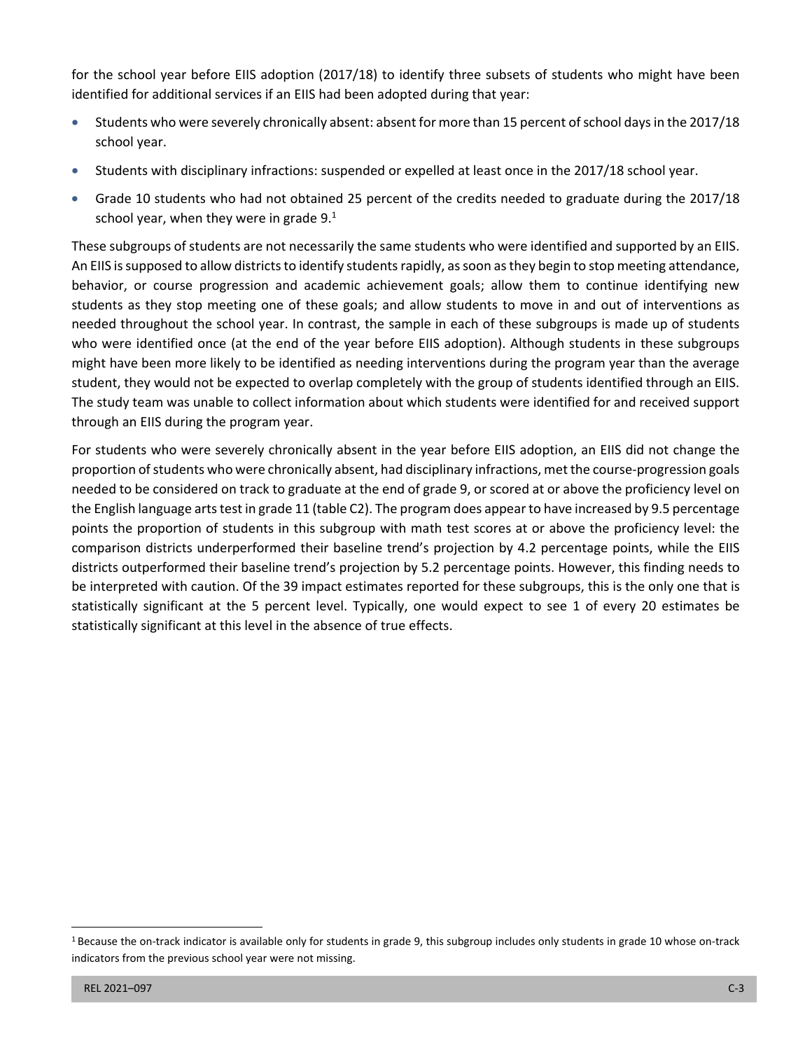for the school year before EIIS adoption (2017/18) to identify three subsets of students who might have been identified for additional services if an EIIS had been adopted during that year:

- Students who were severely chronically absent: absent for more than 15 percent of school days in the 2017/18 school year.
- Students with disciplinary infractions: suspended or expelled at least once in the 2017/18 school year.
- Grade 10 students who had not obtained 25 percent of the credits needed to graduate during the 2017/18 school year, when they were in grade 9.[1]

These subgroups of students are not necessarily the same students who were identified and supported by an EIIS. An EIIS is supposed to allow districts to identify students rapidly, as soon as they begin to stop meeting attendance, behavior, or course progression and academic achievement goals; allow them to continue identifying new students as they stop meeting one of these goals; and allow students to move in and out of interventions as needed throughout the school year. In contrast, the sample in each of these subgroups is made up of students who were identified once (at the end of the year before EIIS adoption). Although students in these subgroups might have been more likely to be identified as needing interventions during the program year than the average student, they would not be expected to overlap completely with the group of students identified through an EIIS. The study team was unable to collect information about which students were identified for and received support through an EIIS during the program year.

For students who were severely chronically absent in the year before EIIS adoption, an EIIS did not change the proportion of students who were chronically absent, had disciplinary infractions, met the course-progression goals needed to be considered on track to graduate at the end of grade 9, or scored at or above the proficiency level on the English language arts test in grade 11 (table C2). The program does appear to have increased by 9.5 percentage points the proportion of students in this subgroup with math test scores at or above the proficiency level: the comparison districts underperformed their baseline trend's projection by 4.2 percentage points, while the EIIS districts outperformed their baseline trend's projection by 5.2 percentage points. However, this finding needs to be interpreted with caution. Of the 39 impact estimates reported for these subgroups, this is the only one that is statistically significant at the 5 percent level. Typically, one would expect to see 1 of every 20 estimates be statistically significant at this level in the absence of true effects.

[1] Because the on-track indicator is available only for students in grade 9, this subgroup includes only students in grade 10 whose on-track indicators from the previous school year were not missing.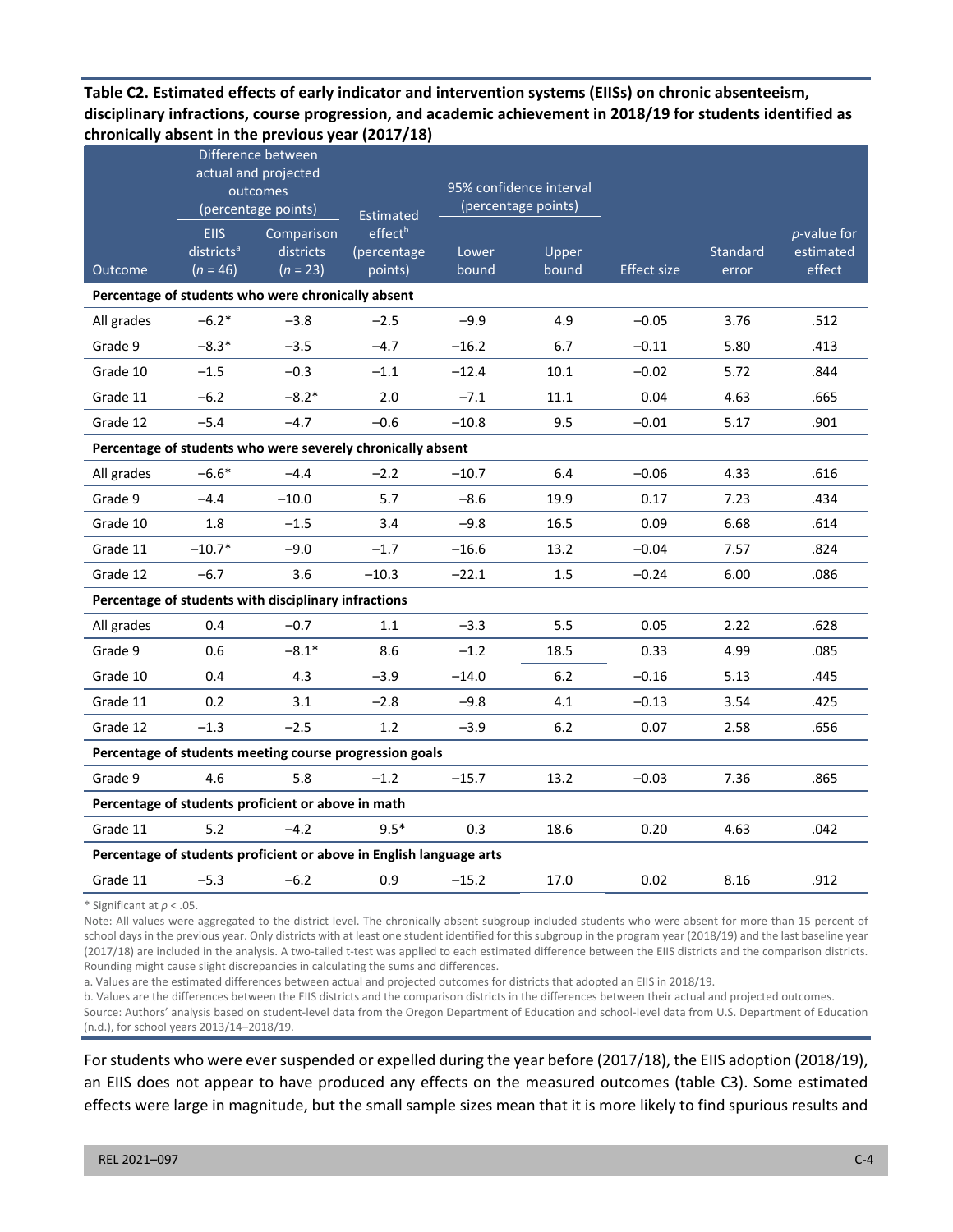**Table C2. Estimated effects of early indicator and intervention systems (EIISs) on chronic absenteeism, disciplinary infractions, course progression, and academic achievement in 2018/19 for students identified as chronically absent in the previous year (2017/18)**

| Outcome | Difference between actual and projected outcomes (percentage points) | | Estimated effect[b] (percentage points) | 95% confidence interval (percentage points) | | Effect size | Standard error | *p*-value for estimated effect |
|---|---|---|---|---|---|---|---|---|
| | EIIS districts[a] (*n* = 46) | Comparison districts (*n* = 23) | | Lower bound | Upper bound | | | |
| **Percentage of students who were chronically absent** | | | | | | | | |
| All grades | −6.2* | −3.8 | −2.5 | −9.9 | 4.9 | −0.05 | 3.76 | .512 |
| Grade 9 | −8.3* | −3.5 | −4.7 | −16.2 | 6.7 | −0.11 | 5.80 | .413 |
| Grade 10 | −1.5 | −0.3 | −1.1 | −12.4 | 10.1 | −0.02 | 5.72 | .844 |
| Grade 11 | −6.2 | −8.2* | 2.0 | −7.1 | 11.1 | 0.04 | 4.63 | .665 |
| Grade 12 | −5.4 | −4.7 | −0.6 | −10.8 | 9.5 | −0.01 | 5.17 | .901 |
| **Percentage of students who were severely chronically absent** | | | | | | | | |
| All grades | −6.6* | −4.4 | −2.2 | −10.7 | 6.4 | −0.06 | 4.33 | .616 |
| Grade 9 | −4.4 | −10.0 | 5.7 | −8.6 | 19.9 | 0.17 | 7.23 | .434 |
| Grade 10 | 1.8 | −1.5 | 3.4 | −9.8 | 16.5 | 0.09 | 6.68 | .614 |
| Grade 11 | −10.7* | −9.0 | −1.7 | −16.6 | 13.2 | −0.04 | 7.57 | .824 |
| Grade 12 | −6.7 | 3.6 | −10.3 | −22.1 | 1.5 | −0.24 | 6.00 | .086 |
| **Percentage of students with disciplinary infractions** | | | | | | | | |
| All grades | 0.4 | −0.7 | 1.1 | −3.3 | 5.5 | 0.05 | 2.22 | .628 |
| Grade 9 | 0.6 | −8.1* | 8.6 | −1.2 | 18.5 | 0.33 | 4.99 | .085 |
| Grade 10 | 0.4 | 4.3 | −3.9 | −14.0 | 6.2 | −0.16 | 5.13 | .445 |
| Grade 11 | 0.2 | 3.1 | −2.8 | −9.8 | 4.1 | −0.13 | 3.54 | .425 |
| Grade 12 | −1.3 | −2.5 | 1.2 | −3.9 | 6.2 | 0.07 | 2.58 | .656 |
| **Percentage of students meeting course progression goals** | | | | | | | | |
| Grade 9 | 4.6 | 5.8 | −1.2 | −15.7 | 13.2 | −0.03 | 7.36 | .865 |
| **Percentage of students proficient or above in math** | | | | | | | | |
| Grade 11 | 5.2 | −4.2 | 9.5* | 0.3 | 18.6 | 0.20 | 4.63 | .042 |
| **Percentage of students proficient or above in English language arts** | | | | | | | | |
| Grade 11 | −5.3 | −6.2 | 0.9 | −15.2 | 17.0 | 0.02 | 8.16 | .912 |

\* Significant at $p < .05$.

Note: All values were aggregated to the district level. The chronically absent subgroup included students who were absent for more than 15 percent of school days in the previous year. Only districts with at least one student identified for this subgroup in the program year (2018/19) and the last baseline year (2017/18) are included in the analysis. A two-tailed t-test was applied to each estimated difference between the EIIS districts and the comparison districts. Rounding might cause slight discrepancies in calculating the sums and differences.

a. Values are the estimated differences between actual and projected outcomes for districts that adopted an EIIS in 2018/19.

b. Values are the differences between the EIIS districts and the comparison districts in the differences between their actual and projected outcomes.

Source: Authors' analysis based on student-level data from the Oregon Department of Education and school-level data from U.S. Department of Education (n.d.), for school years 2013/14–2018/19.

For students who were ever suspended or expelled during the year before (2017/18), the EIIS adoption (2018/19), an EIIS does not appear to have produced any effects on the measured outcomes (table C3). Some estimated effects were large in magnitude, but the small sample sizes mean that it is more likely to find spurious results and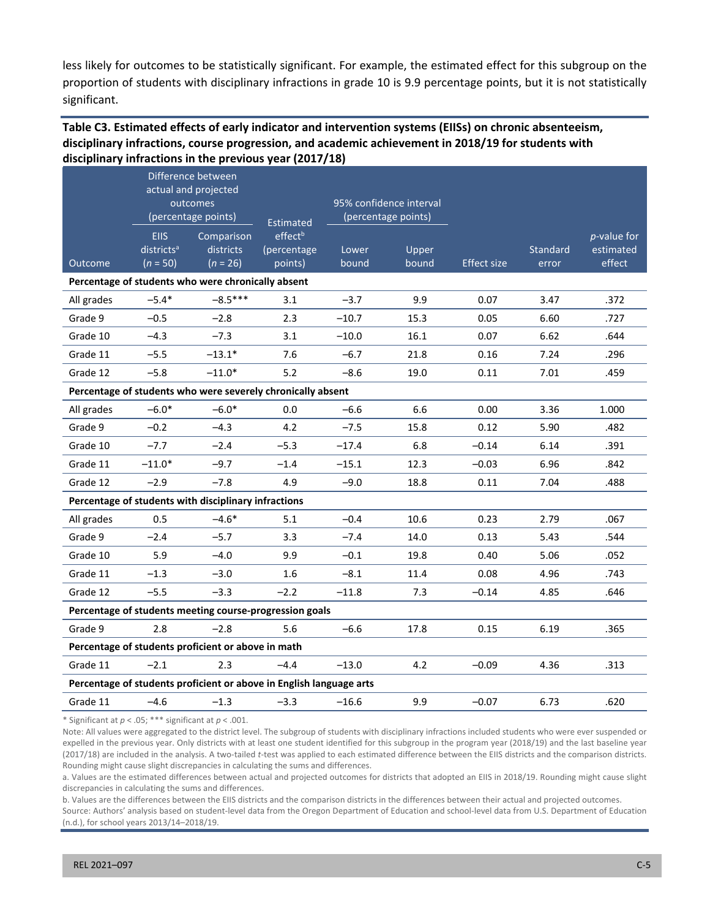less likely for outcomes to be statistically significant. For example, the estimated effect for this subgroup on the proportion of students with disciplinary infractions in grade 10 is 9.9 percentage points, but it is not statistically significant.

**Table C3. Estimated effects of early indicator and intervention systems (EIISs) on chronic absenteeism, disciplinary infractions, course progression, and academic achievement in 2018/19 for students with disciplinary infractions in the previous year (2017/18)**

| Outcome | Difference between actual and projected outcomes (percentage points) | | Estimated effect[b] (percentage points) | 95% confidence interval (percentage points) | | Effect size | Standard error | *p*-value for estimated effect |
|---|---|---|---|---|---|---|---|---|
| | EIIS districts[a] (*n* = 50) | Comparison districts (*n* = 26) | | Lower bound | Upper bound | | | |
| **Percentage of students who were chronically absent** | | | | | | | | |
| All grades | −5.4* | −8.5*** | 3.1 | −3.7 | 9.9 | 0.07 | 3.47 | .372 |
| Grade 9 | −0.5 | −2.8 | 2.3 | −10.7 | 15.3 | 0.05 | 6.60 | .727 |
| Grade 10 | −4.3 | −7.3 | 3.1 | −10.0 | 16.1 | 0.07 | 6.62 | .644 |
| Grade 11 | −5.5 | −13.1* | 7.6 | −6.7 | 21.8 | 0.16 | 7.24 | .296 |
| Grade 12 | −5.8 | −11.0* | 5.2 | −8.6 | 19.0 | 0.11 | 7.01 | .459 |
| **Percentage of students who were severely chronically absent** | | | | | | | | |
| All grades | −6.0* | −6.0* | 0.0 | −6.6 | 6.6 | 0.00 | 3.36 | 1.000 |
| Grade 9 | −0.2 | −4.3 | 4.2 | −7.5 | 15.8 | 0.12 | 5.90 | .482 |
| Grade 10 | −7.7 | −2.4 | −5.3 | −17.4 | 6.8 | −0.14 | 6.14 | .391 |
| Grade 11 | −11.0* | −9.7 | −1.4 | −15.1 | 12.3 | −0.03 | 6.96 | .842 |
| Grade 12 | −2.9 | −7.8 | 4.9 | −9.0 | 18.8 | 0.11 | 7.04 | .488 |
| **Percentage of students with disciplinary infractions** | | | | | | | | |
| All grades | 0.5 | −4.6* | 5.1 | −0.4 | 10.6 | 0.23 | 2.79 | .067 |
| Grade 9 | −2.4 | −5.7 | 3.3 | −7.4 | 14.0 | 0.13 | 5.43 | .544 |
| Grade 10 | 5.9 | −4.0 | 9.9 | −0.1 | 19.8 | 0.40 | 5.06 | .052 |
| Grade 11 | −1.3 | −3.0 | 1.6 | −8.1 | 11.4 | 0.08 | 4.96 | .743 |
| Grade 12 | −5.5 | −3.3 | −2.2 | −11.8 | 7.3 | −0.14 | 4.85 | .646 |
| **Percentage of students meeting course-progression goals** | | | | | | | | |
| Grade 9 | 2.8 | −2.8 | 5.6 | −6.6 | 17.8 | 0.15 | 6.19 | .365 |
| **Percentage of students proficient or above in math** | | | | | | | | |
| Grade 11 | −2.1 | 2.3 | −4.4 | −13.0 | 4.2 | −0.09 | 4.36 | .313 |
| **Percentage of students proficient or above in English language arts** | | | | | | | | |
| Grade 11 | −4.6 | −1.3 | −3.3 | −16.6 | 9.9 | −0.07 | 6.73 | .620 |

\* Significant at $p < .05$; *** significant at $p < .001$.

Note: All values were aggregated to the district level. The subgroup of students with disciplinary infractions included students who were ever suspended or expelled in the previous year. Only districts with at least one student identified for this subgroup in the program year (2018/19) and the last baseline year (2017/18) are included in the analysis. A two-tailed *t*-test was applied to each estimated difference between the EIIS districts and the comparison districts. Rounding might cause slight discrepancies in calculating the sums and differences.

a. Values are the estimated differences between actual and projected outcomes for districts that adopted an EIIS in 2018/19. Rounding might cause slight discrepancies in calculating the sums and differences.

b. Values are the differences between the EIIS districts and the comparison districts in the differences between their actual and projected outcomes.

Source: Authors' analysis based on student-level data from the Oregon Department of Education and school-level data from U.S. Department of Education (n.d.), for school years 2013/14–2018/19.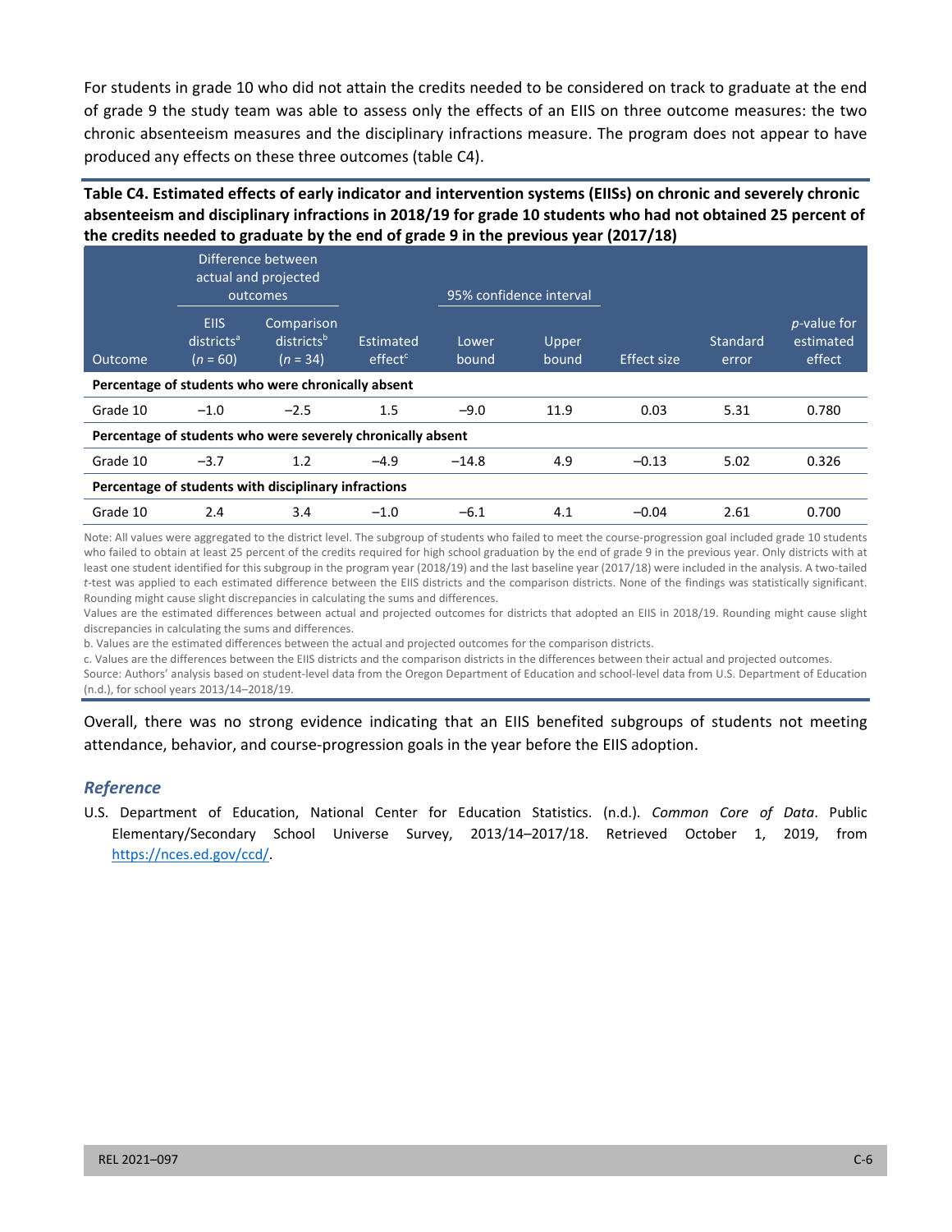For students in grade 10 who did not attain the credits needed to be considered on track to graduate at the end of grade 9 the study team was able to assess only the effects of an EIIS on three outcome measures: the two chronic absenteeism measures and the disciplinary infractions measure. The program does not appear to have produced any effects on these three outcomes (table C4).

**Table C4. Estimated effects of early indicator and intervention systems (EIISs) on chronic and severely chronic absenteeism and disciplinary infractions in 2018/19 for grade 10 students who had not obtained 25 percent of the credits needed to graduate by the end of grade 9 in the previous year (2017/18)**

| | Difference between actual and projected outcomes | | | 95% confidence interval | | | | |
|---|---|---|---|---|---|---|---|---|
| Outcome | EIIS districts[a] ($n$ = 60) | Comparison districts[b] ($n$ = 34) | Estimated effect[c] | Lower bound | Upper bound | Effect size | Standard error | *p*-value for estimated effect |
| **Percentage of students who were chronically absent** | | | | | | | | |
| Grade 10 | −1.0 | −2.5 | 1.5 | −9.0 | 11.9 | 0.03 | 5.31 | 0.780 |
| **Percentage of students who were severely chronically absent** | | | | | | | | |
| Grade 10 | −3.7 | 1.2 | −4.9 | −14.8 | 4.9 | −0.13 | 5.02 | 0.326 |
| **Percentage of students with disciplinary infractions** | | | | | | | | |
| Grade 10 | 2.4 | 3.4 | −1.0 | −6.1 | 4.1 | −0.04 | 2.61 | 0.700 |

Note: All values were aggregated to the district level. The subgroup of students who failed to meet the course-progression goal included grade 10 students who failed to obtain at least 25 percent of the credits required for high school graduation by the end of grade 9 in the previous year. Only districts with at least one student identified for this subgroup in the program year (2018/19) and the last baseline year (2017/18) were included in the analysis. A two-tailed *t*-test was applied to each estimated difference between the EIIS districts and the comparison districts. None of the findings was statistically significant. Rounding might cause slight discrepancies in calculating the sums and differences.

Values are the estimated differences between actual and projected outcomes for districts that adopted an EIIS in 2018/19. Rounding might cause slight discrepancies in calculating the sums and differences.

b. Values are the estimated differences between the actual and projected outcomes for the comparison districts.

c. Values are the differences between the EIIS districts and the comparison districts in the differences between their actual and projected outcomes.

Source: Authors' analysis based on student-level data from the Oregon Department of Education and school-level data from U.S. Department of Education (n.d.), for school years 2013/14–2018/19.

Overall, there was no strong evidence indicating that an EIIS benefited subgroups of students not meeting attendance, behavior, and course-progression goals in the year before the EIIS adoption.

## *Reference*

U.S. Department of Education, National Center for Education Statistics. (n.d.). *Common Core of Data*. Public Elementary/Secondary School Universe Survey, 2013/14–2017/18. Retrieved October 1, 2019, from https://nces.ed.gov/ccd/.